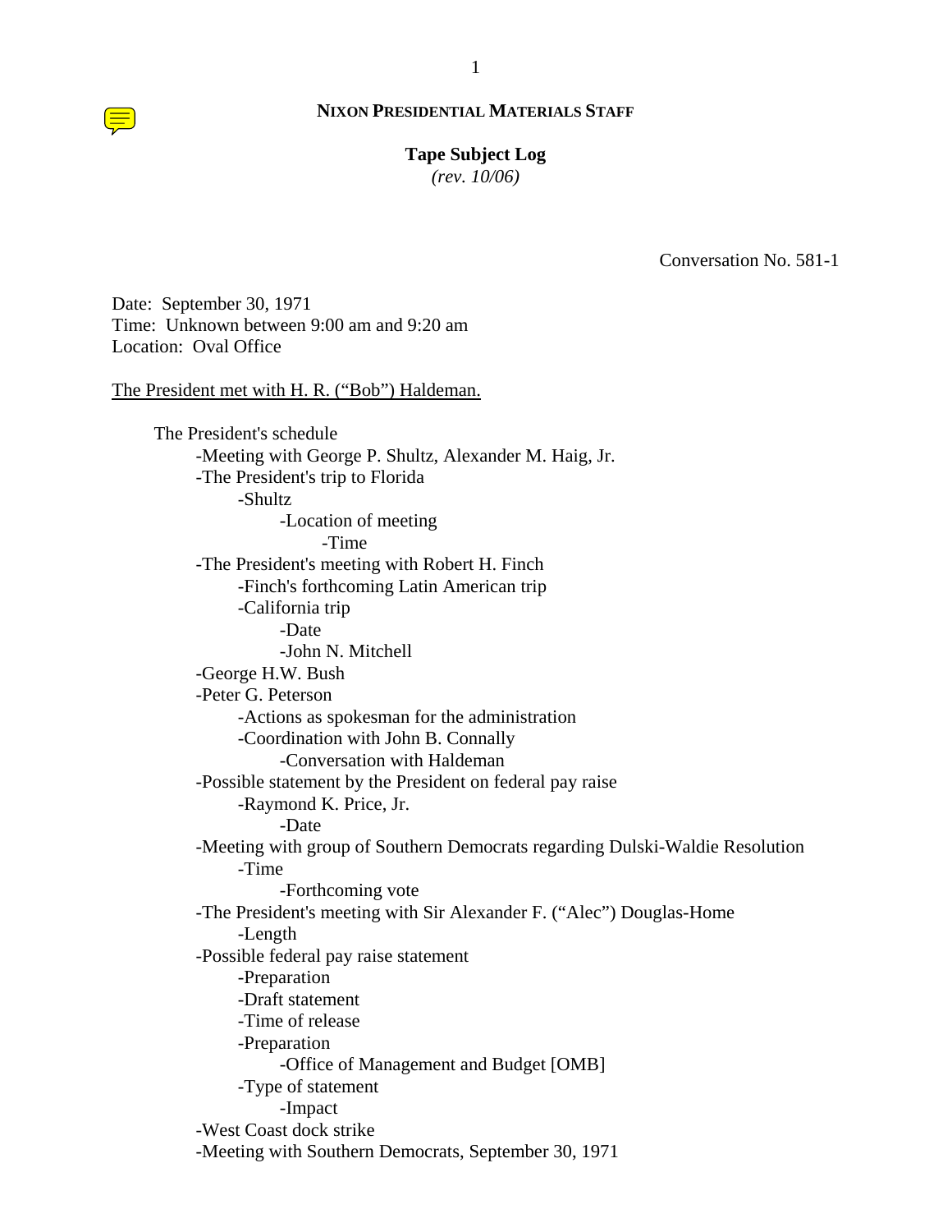**NIXON PRESIDENTIAL MATERIALS STAFF**

**Tape Subject Log**
*(rev. 10/06)*

Conversation No. 581-1

Date: September 30, 1971
Time: Unknown between 9:00 am and 9:20 am
Location: Oval Office

The President met with H. R. ("Bob") Haldeman.

- The President's schedule
  - -Meeting with George P. Shultz, Alexander M. Haig, Jr.
  - -The President's trip to Florida
    - -Shultz
      - -Location of meeting
        - -Time
  - -The President's meeting with Robert H. Finch
    - -Finch's forthcoming Latin American trip
    - -California trip
      - -Date
      - -John N. Mitchell
  - -George H.W. Bush
  - -Peter G. Peterson
    - -Actions as spokesman for the administration
    - -Coordination with John B. Connally
      - -Conversation with Haldeman
  - -Possible statement by the President on federal pay raise
    - -Raymond K. Price, Jr.
      - -Date
  - -Meeting with group of Southern Democrats regarding Dulski-Waldie Resolution
    - -Time
      - -Forthcoming vote
  - -The President's meeting with Sir Alexander F. ("Alec") Douglas-Home
    - -Length
  - -Possible federal pay raise statement
    - -Preparation
    - -Draft statement
    - -Time of release
    - -Preparation
      - -Office of Management and Budget [OMB]
    - -Type of statement
      - -Impact
  - -West Coast dock strike
  - -Meeting with Southern Democrats, September 30, 1971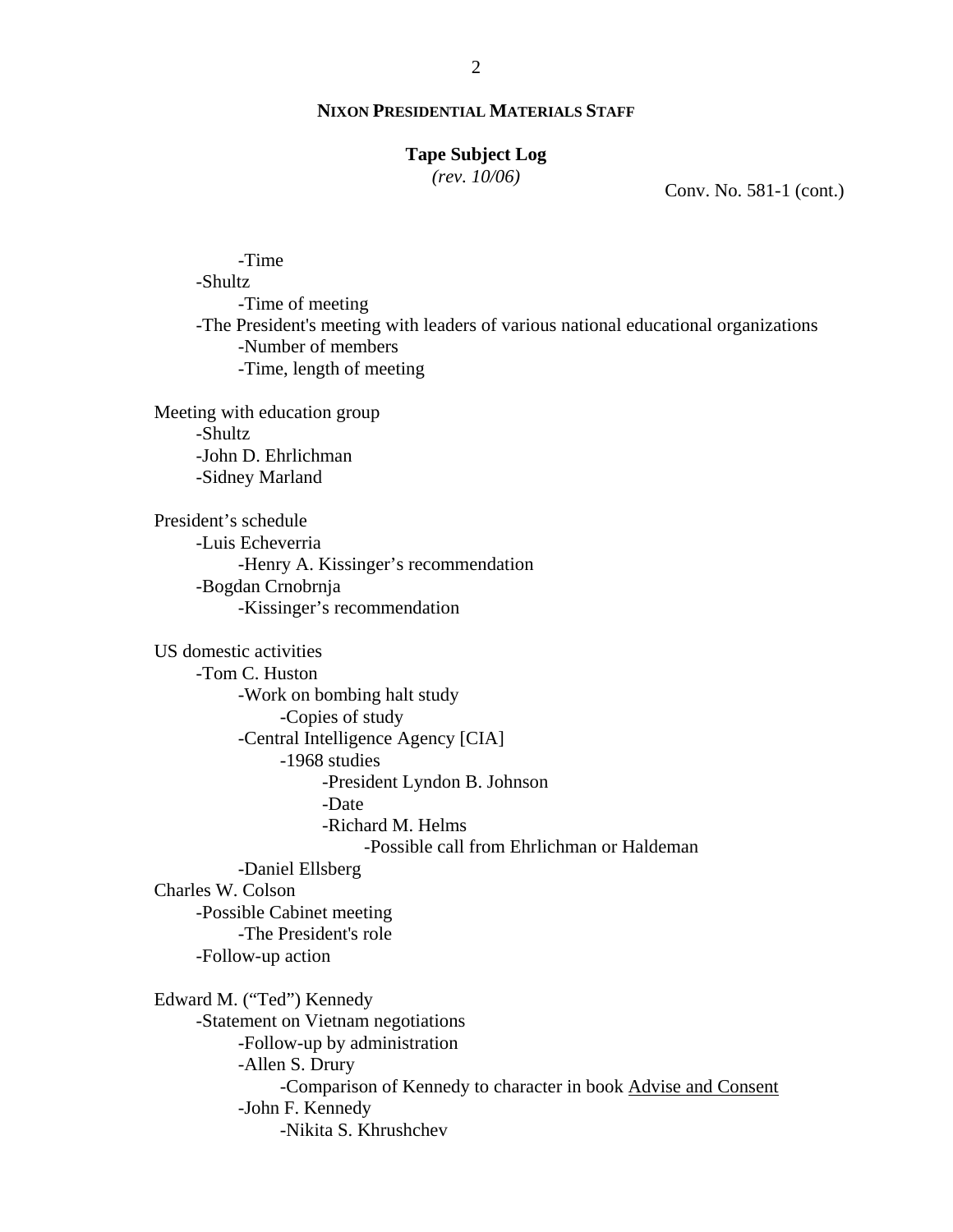**NIXON PRESIDENTIAL MATERIALS STAFF**

**Tape Subject Log**
*(rev. 10/06)*

Conv. No. 581-1 (cont.)

- -Time
- -Shultz
  - -Time of meeting
- -The President's meeting with leaders of various national educational organizations
  - -Number of members
  - -Time, length of meeting

Meeting with education group
- -Shultz
- -John D. Ehrlichman
- -Sidney Marland

President's schedule
- -Luis Echeverria
  - -Henry A. Kissinger's recommendation
- -Bogdan Crnobrnja
  - -Kissinger's recommendation

US domestic activities
- -Tom C. Huston
  - -Work on bombing halt study
    - -Copies of study
  - -Central Intelligence Agency [CIA]
    - -1968 studies
      - -President Lyndon B. Johnson
      - -Date
      - -Richard M. Helms
        - -Possible call from Ehrlichman or Haldeman
  - -Daniel Ellsberg

Charles W. Colson
- -Possible Cabinet meeting
  - -The President's role
- -Follow-up action

Edward M. ("Ted") Kennedy
- -Statement on Vietnam negotiations
  - -Follow-up by administration
  - -Allen S. Drury
    - -Comparison of Kennedy to character in book <u>Advise and Consent</u>
  - -John F. Kennedy
    - -Nikita S. Khrushchev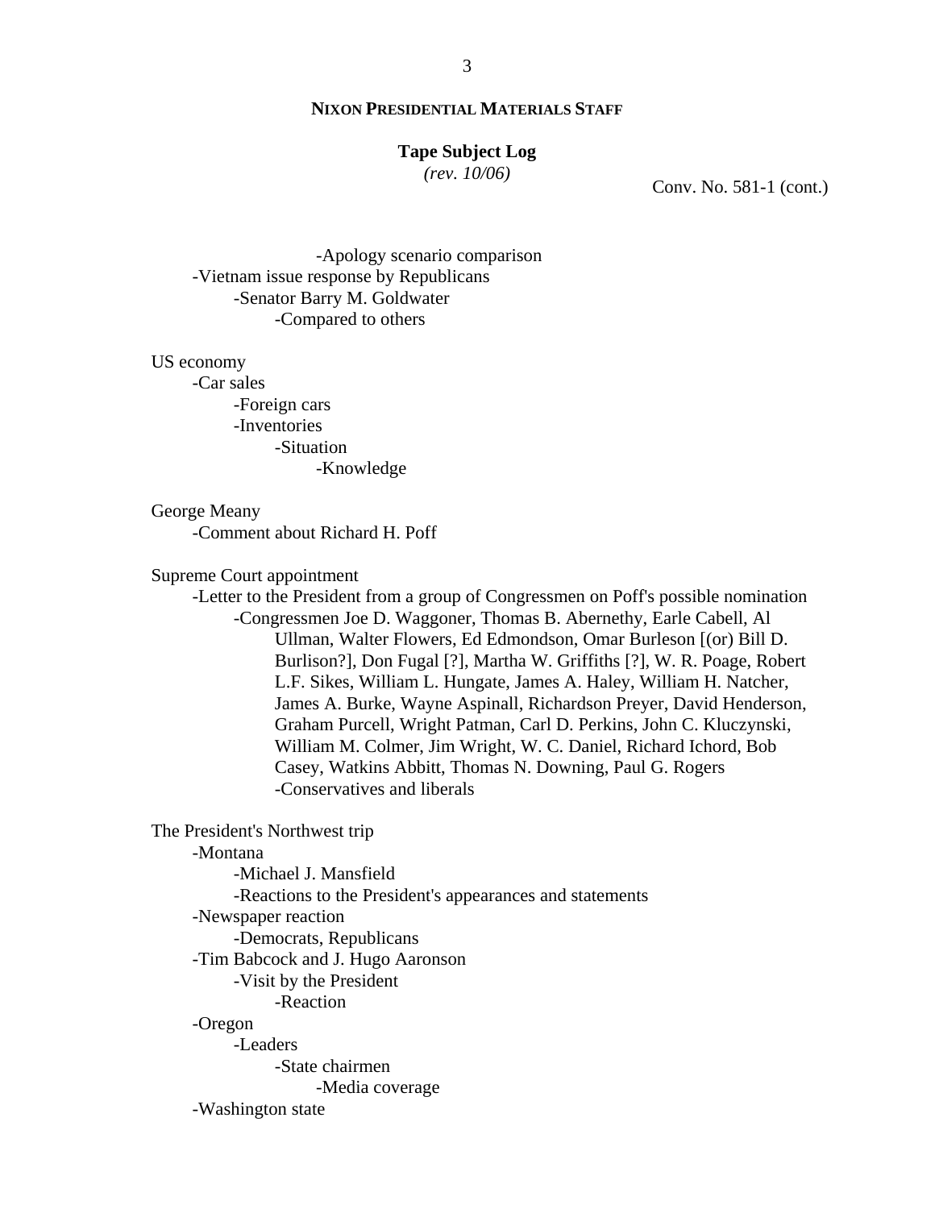**NIXON PRESIDENTIAL MATERIALS STAFF**

**Tape Subject Log**
*(rev. 10/06)*

Conv. No. 581-1 (cont.)

            -Apology scenario comparison
    -Vietnam issue response by Republicans
        -Senator Barry M. Goldwater
            -Compared to others

US economy
    -Car sales
        -Foreign cars
        -Inventories
            -Situation
                -Knowledge

George Meany
    -Comment about Richard H. Poff

Supreme Court appointment
    -Letter to the President from a group of Congressmen on Poff's possible nomination
        -Congressmen Joe D. Waggoner, Thomas B. Abernethy, Earle Cabell, Al Ullman, Walter Flowers, Ed Edmondson, Omar Burleson [(or) Bill D. Burlison?], Don Fugal [?], Martha W. Griffiths [?], W. R. Poage, Robert L.F. Sikes, William L. Hungate, James A. Haley, William H. Natcher, James A. Burke, Wayne Aspinall, Richardson Preyer, David Henderson, Graham Purcell, Wright Patman, Carl D. Perkins, John C. Kluczynski, William M. Colmer, Jim Wright, W. C. Daniel, Richard Ichord, Bob Casey, Watkins Abbitt, Thomas N. Downing, Paul G. Rogers
            -Conservatives and liberals

The President's Northwest trip
    -Montana
        -Michael J. Mansfield
        -Reactions to the President's appearances and statements
    -Newspaper reaction
        -Democrats, Republicans
    -Tim Babcock and J. Hugo Aaronson
        -Visit by the President
            -Reaction
    -Oregon
        -Leaders
            -State chairmen
                -Media coverage
    -Washington state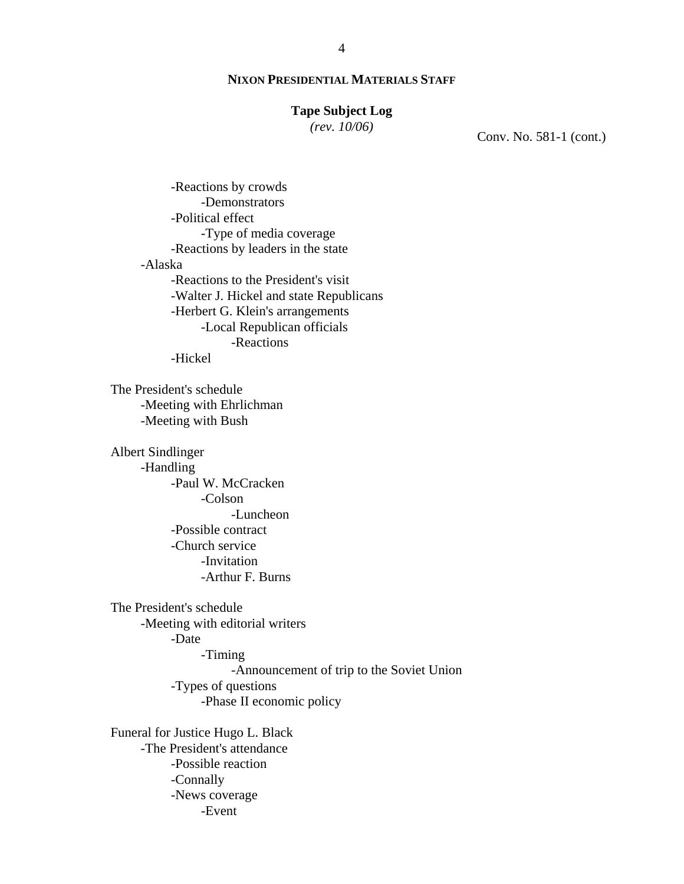**NIXON PRESIDENTIAL MATERIALS STAFF**

**Tape Subject Log**
*(rev. 10/06)*

Conv. No. 581-1 (cont.)

- -Reactions by crowds
  - -Demonstrators
- -Political effect
  - -Type of media coverage
- -Reactions by leaders in the state

-Alaska
- -Reactions to the President's visit
- -Walter J. Hickel and state Republicans
- -Herbert G. Klein's arrangements
  - -Local Republican officials
    - -Reactions
- -Hickel

The President's schedule
- -Meeting with Ehrlichman
- -Meeting with Bush

Albert Sindlinger
- -Handling
  - -Paul W. McCracken
    - -Colson
      - -Luncheon
  - -Possible contract
  - -Church service
    - -Invitation
    - -Arthur F. Burns

The President's schedule
- -Meeting with editorial writers
  - -Date
    - -Timing
      - -Announcement of trip to the Soviet Union
  - -Types of questions
    - -Phase II economic policy

Funeral for Justice Hugo L. Black
- -The President's attendance
  - -Possible reaction
  - -Connally
  - -News coverage
    - -Event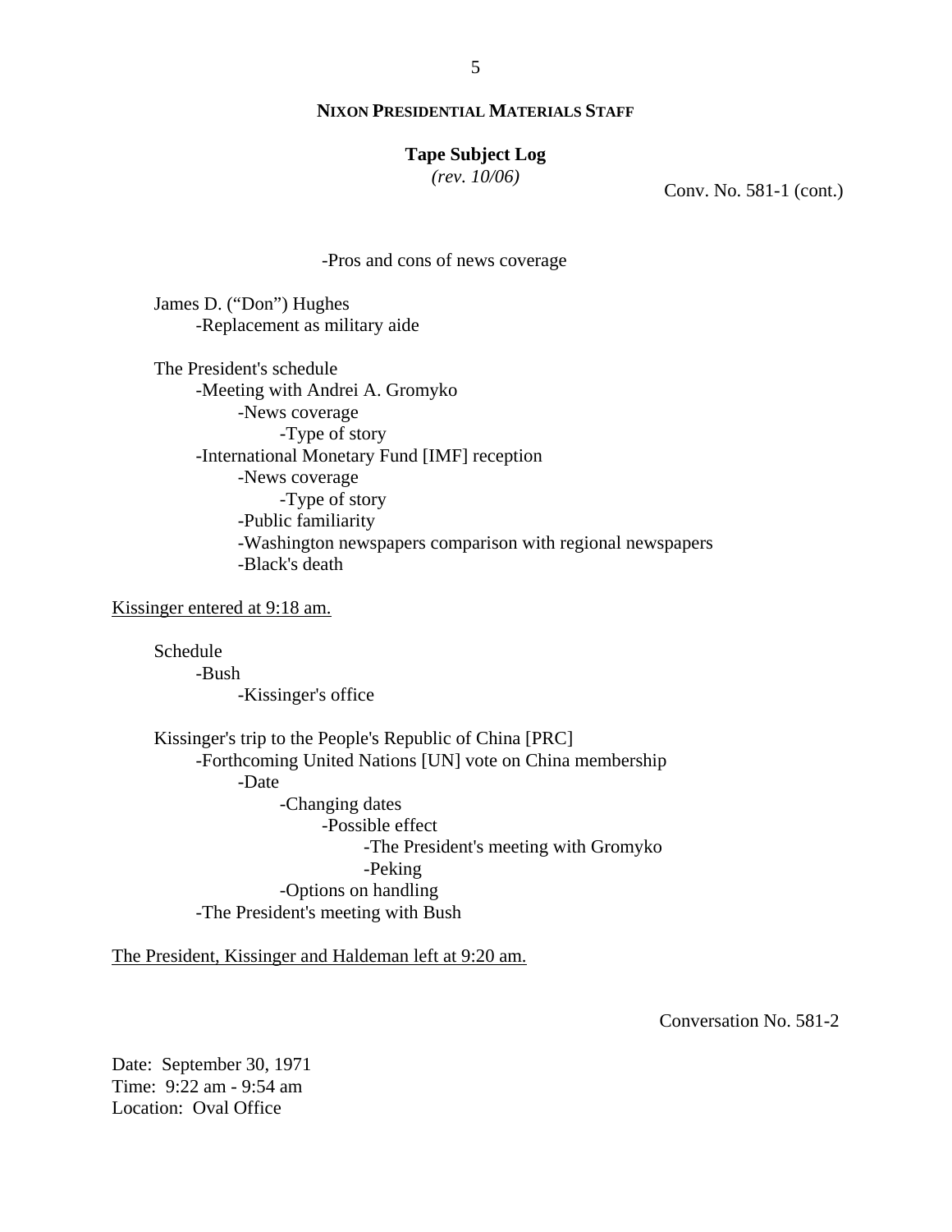**NIXON PRESIDENTIAL MATERIALS STAFF**

**Tape Subject Log**
*(rev. 10/06)*

Conv. No. 581-1 (cont.)

- -Pros and cons of news coverage

James D. ("Don") Hughes
- -Replacement as military aide

The President's schedule
- -Meeting with Andrei A. Gromyko
  - -News coverage
    - -Type of story
- -International Monetary Fund [IMF] reception
  - -News coverage
    - -Type of story
  - -Public familiarity
  - -Washington newspapers comparison with regional newspapers
  - -Black's death

Kissinger entered at 9:18 am.

Schedule
- -Bush
  - -Kissinger's office

Kissinger's trip to the People's Republic of China [PRC]
- -Forthcoming United Nations [UN] vote on China membership
  - -Date
    - -Changing dates
      - -Possible effect
        - -The President's meeting with Gromyko
        - -Peking
    - -Options on handling
- -The President's meeting with Bush

The President, Kissinger and Haldeman left at 9:20 am.

Conversation No. 581-2

Date: September 30, 1971
Time: 9:22 am - 9:54 am
Location: Oval Office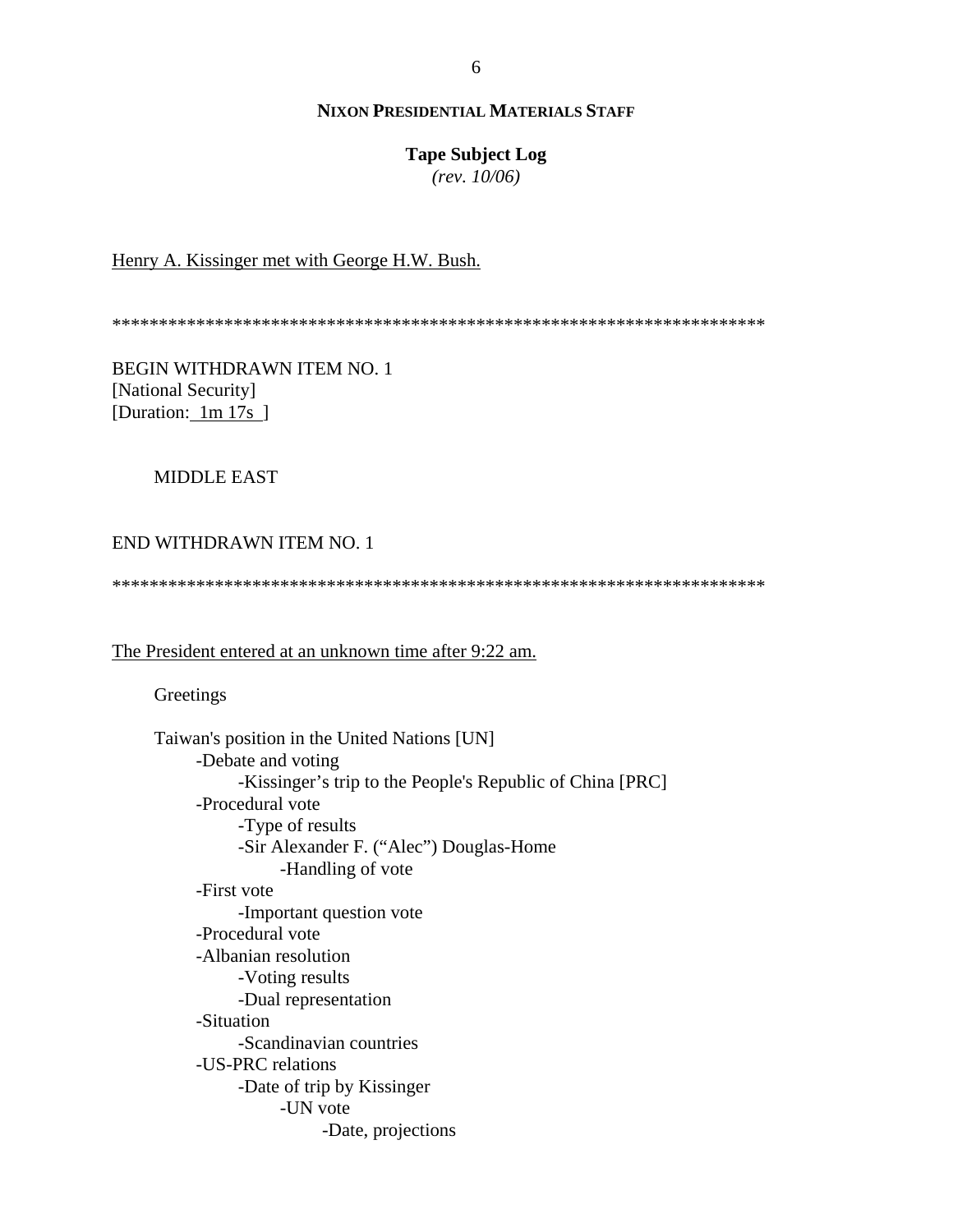## NIXON PRESIDENTIAL MATERIALS STAFF

**Tape Subject Log**
*(rev. 10/06)*

<u>Henry A. Kissinger met with George H.W. Bush.</u>

**********************************************************************

BEGIN WITHDRAWN ITEM NO. 1
[National Security]
[Duration: <u>1m 17s</u> ]

MIDDLE EAST

END WITHDRAWN ITEM NO. 1

**********************************************************************

<u>The President entered at an unknown time after 9:22 am.</u>

Greetings

Taiwan's position in the United Nations [UN]
- -Debate and voting
  - -Kissinger's trip to the People's Republic of China [PRC]
- -Procedural vote
  - -Type of results
  - -Sir Alexander F. ("Alec") Douglas-Home
    - -Handling of vote
- -First vote
  - -Important question vote
- -Procedural vote
- -Albanian resolution
  - -Voting results
  - -Dual representation
- -Situation
  - -Scandinavian countries
- -US-PRC relations
  - -Date of trip by Kissinger
    - -UN vote
      - -Date, projections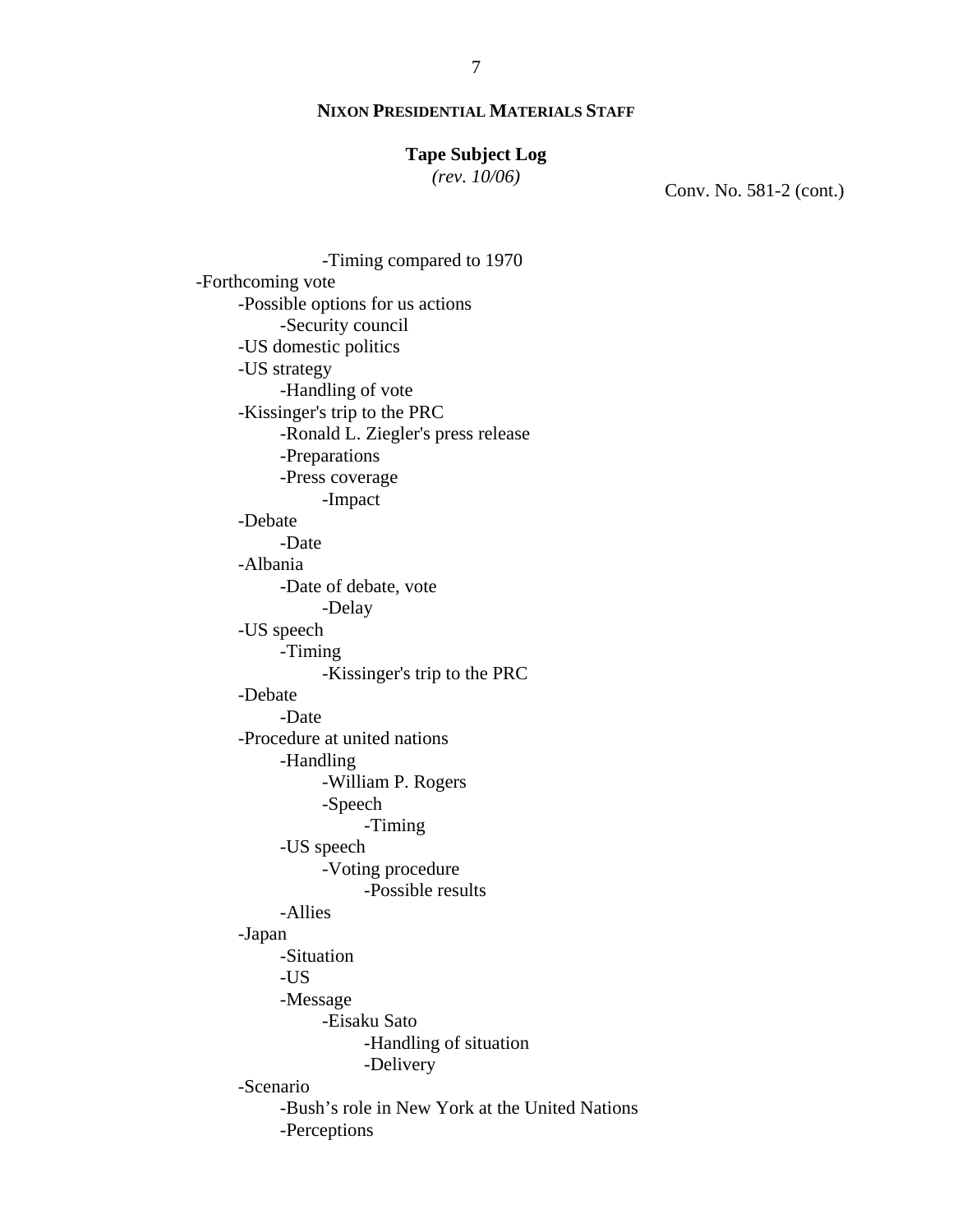**NIXON PRESIDENTIAL MATERIALS STAFF**

**Tape Subject Log**
*(rev. 10/06)*

Conv. No. 581-2 (cont.)

- -Timing compared to 1970
- -Forthcoming vote
  - -Possible options for us actions
    - -Security council
  - -US domestic politics
  - -US strategy
    - -Handling of vote
  - -Kissinger's trip to the PRC
    - -Ronald L. Ziegler's press release
    - -Preparations
    - -Press coverage
      - -Impact
  - -Debate
    - -Date
  - -Albania
    - -Date of debate, vote
      - -Delay
  - -US speech
    - -Timing
      - -Kissinger's trip to the PRC
  - -Debate
    - -Date
  - -Procedure at united nations
    - -Handling
      - -William P. Rogers
      - -Speech
        - -Timing
    - -US speech
      - -Voting procedure
        - -Possible results
    - -Allies
  - -Japan
    - -Situation
    - -US
    - -Message
      - -Eisaku Sato
        - -Handling of situation
        - -Delivery
  - -Scenario
    - -Bush's role in New York at the United Nations
    - -Perceptions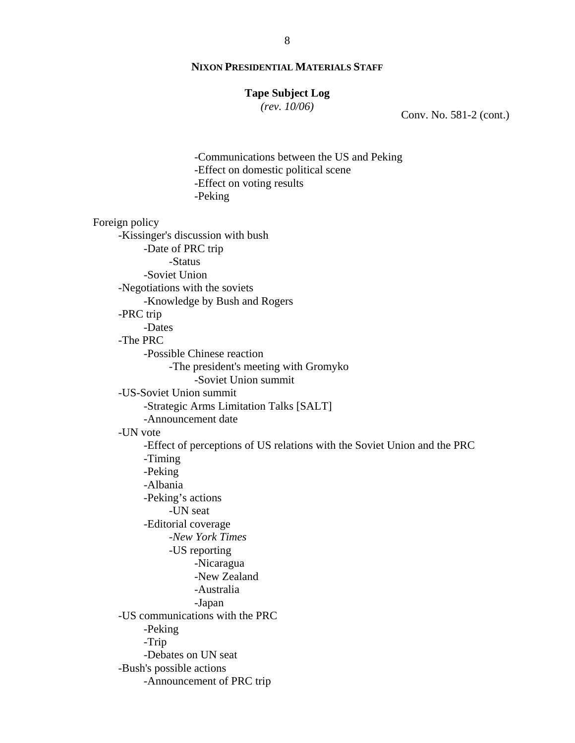**NIXON PRESIDENTIAL MATERIALS STAFF**

**Tape Subject Log**
*(rev. 10/06)*

Conv. No. 581-2 (cont.)

- -Communications between the US and Peking
- -Effect on domestic political scene
- -Effect on voting results
- -Peking

Foreign policy

- -Kissinger's discussion with bush
  - -Date of PRC trip
    - -Status
  - -Soviet Union
- -Negotiations with the soviets
  - -Knowledge by Bush and Rogers
- -PRC trip
  - -Dates
- -The PRC
  - -Possible Chinese reaction
    - -The president's meeting with Gromyko
      - -Soviet Union summit
- -US-Soviet Union summit
  - -Strategic Arms Limitation Talks [SALT]
  - -Announcement date
- -UN vote
  - -Effect of perceptions of US relations with the Soviet Union and the PRC
  - -Timing
  - -Peking
  - -Albania
  - -Peking's actions
    - -UN seat
  - -Editorial coverage
    - -*New York Times*
    - -US reporting
      - -Nicaragua
      - -New Zealand
      - -Australia
      - -Japan
- -US communications with the PRC
  - -Peking
  - -Trip
  - -Debates on UN seat
- -Bush's possible actions
  - -Announcement of PRC trip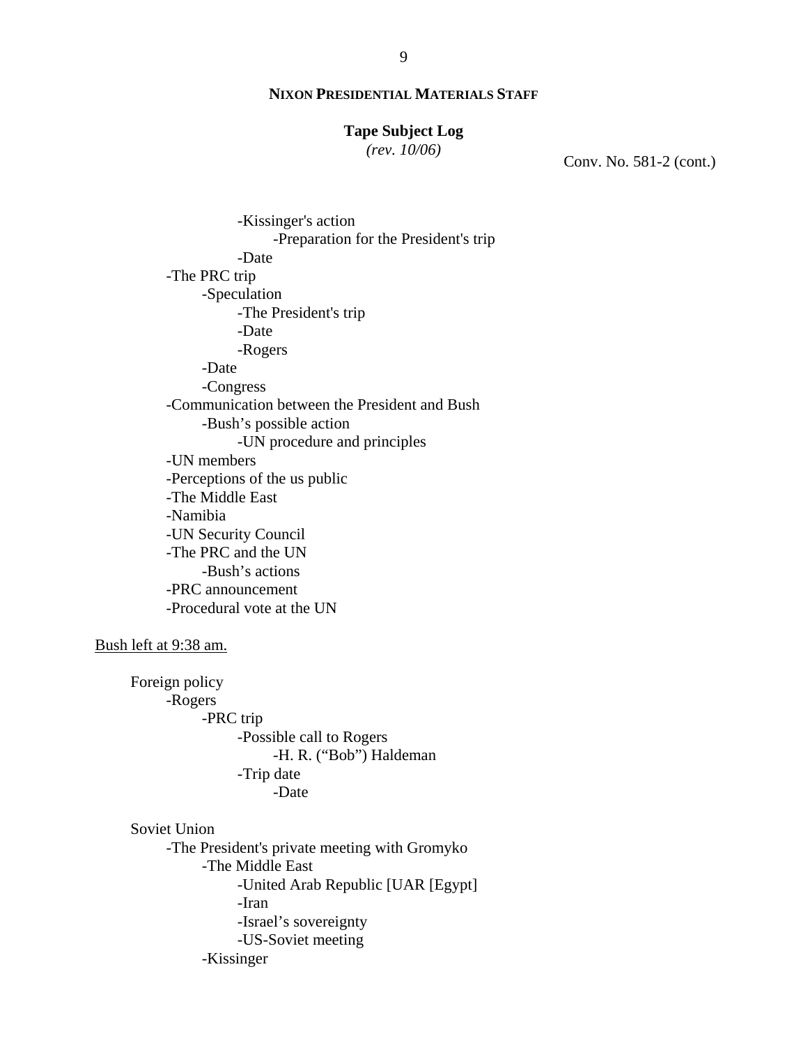Conv. No. 581-2 (cont.)

- -Kissinger's action
  - -Preparation for the President's trip
- -Date

-The PRC trip
- -Speculation
  - -The President's trip
  - -Date
  - -Rogers
- -Date
- -Congress

-Communication between the President and Bush
- -Bush's possible action
  - -UN procedure and principles

-UN members

-Perceptions of the us public

-The Middle East

-Namibia

-UN Security Council

-The PRC and the UN
- -Bush's actions

-PRC announcement

-Procedural vote at the UN

<u>Bush left at 9:38 am.</u>

Foreign policy
- -Rogers
  - -PRC trip
    - -Possible call to Rogers
      - -H. R. ("Bob") Haldeman
    - -Trip date
      - -Date

Soviet Union
- -The President's private meeting with Gromyko
  - -The Middle East
    - -United Arab Republic [UAR [Egypt]
    - -Iran
    - -Israel's sovereignty
    - -US-Soviet meeting
  - -Kissinger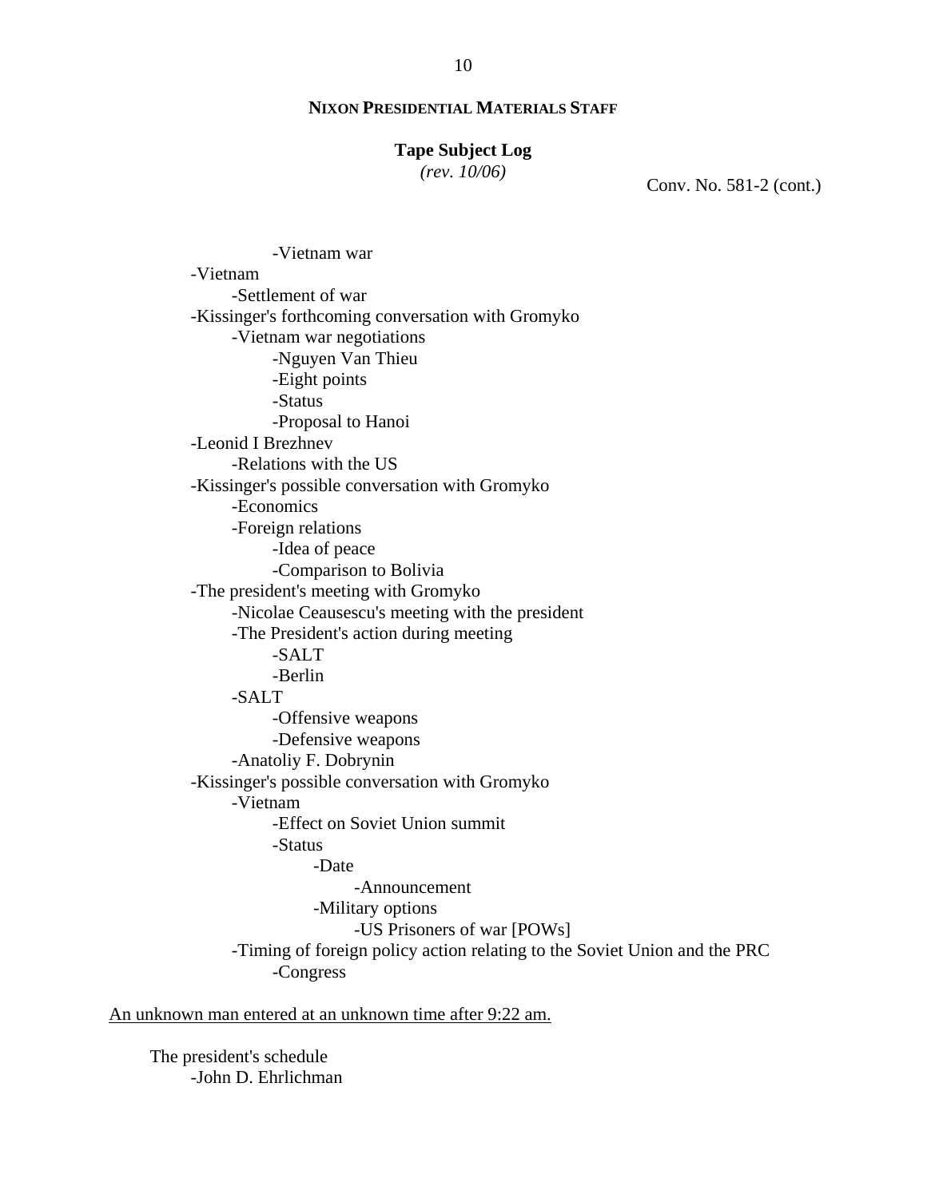**NIXON PRESIDENTIAL MATERIALS STAFF**

**Tape Subject Log**
*(rev. 10/06)*

Conv. No. 581-2 (cont.)

- -Vietnam war
- -Vietnam
  - -Settlement of war
- -Kissinger's forthcoming conversation with Gromyko
  - -Vietnam war negotiations
    - -Nguyen Van Thieu
    - -Eight points
    - -Status
    - -Proposal to Hanoi
- -Leonid I Brezhnev
  - -Relations with the US
- -Kissinger's possible conversation with Gromyko
  - -Economics
  - -Foreign relations
    - -Idea of peace
    - -Comparison to Bolivia
- -The president's meeting with Gromyko
  - -Nicolae Ceausescu's meeting with the president
  - -The President's action during meeting
    - -SALT
    - -Berlin
  - -SALT
    - -Offensive weapons
    - -Defensive weapons
  - -Anatoliy F. Dobrynin
- -Kissinger's possible conversation with Gromyko
  - -Vietnam
    - -Effect on Soviet Union summit
    - -Status
      - -Date
        - -Announcement
      - -Military options
        - -US Prisoners of war [POWs]
  - -Timing of foreign policy action relating to the Soviet Union and the PRC
    - -Congress

<u>An unknown man entered at an unknown time after 9:22 am.</u>

The president's schedule
- -John D. Ehrlichman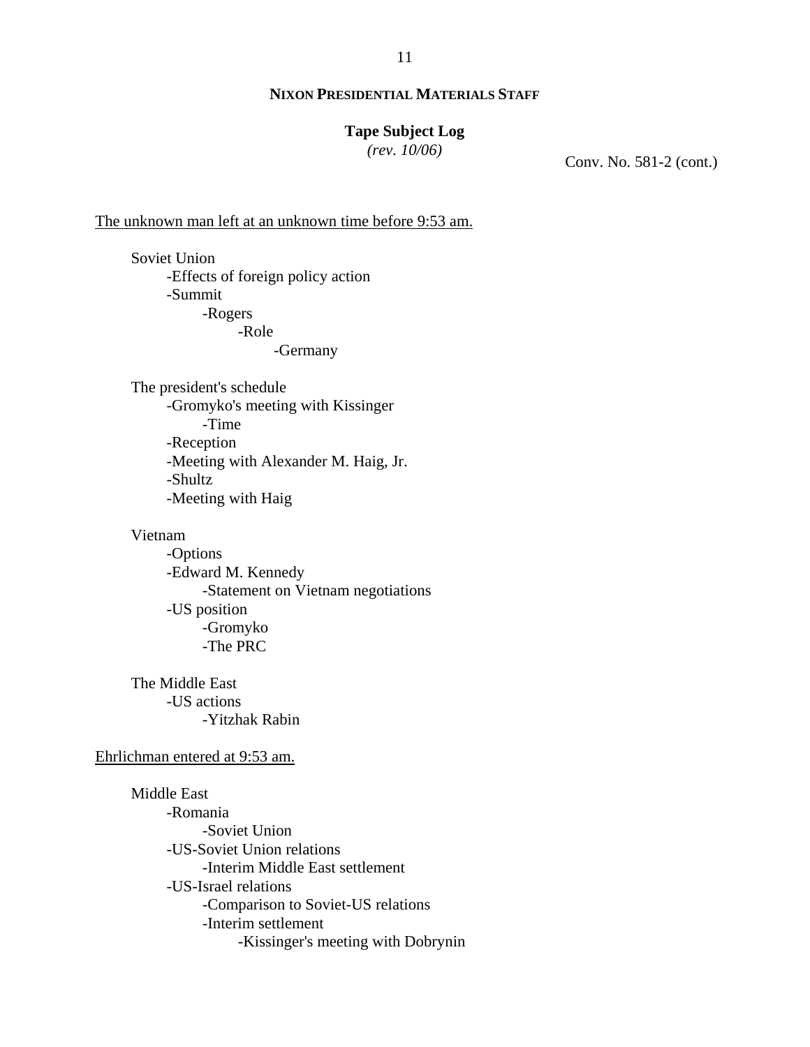**NIXON PRESIDENTIAL MATERIALS STAFF**

**Tape Subject Log**
*(rev. 10/06)*

Conv. No. 581-2 (cont.)

<u>The unknown man left at an unknown time before 9:53 am.</u>

Soviet Union
- -Effects of foreign policy action
- -Summit
  - -Rogers
    - -Role
      - -Germany

The president's schedule
- -Gromyko's meeting with Kissinger
  - -Time
- -Reception
- -Meeting with Alexander M. Haig, Jr.
- -Shultz
- -Meeting with Haig

Vietnam
- -Options
- -Edward M. Kennedy
  - -Statement on Vietnam negotiations
- -US position
  - -Gromyko
  - -The PRC

The Middle East
- -US actions
  - -Yitzhak Rabin

<u>Ehrlichman entered at 9:53 am.</u>

Middle East
- -Romania
  - -Soviet Union
- -US-Soviet Union relations
  - -Interim Middle East settlement
- -US-Israel relations
  - -Comparison to Soviet-US relations
  - -Interim settlement
    - -Kissinger's meeting with Dobrynin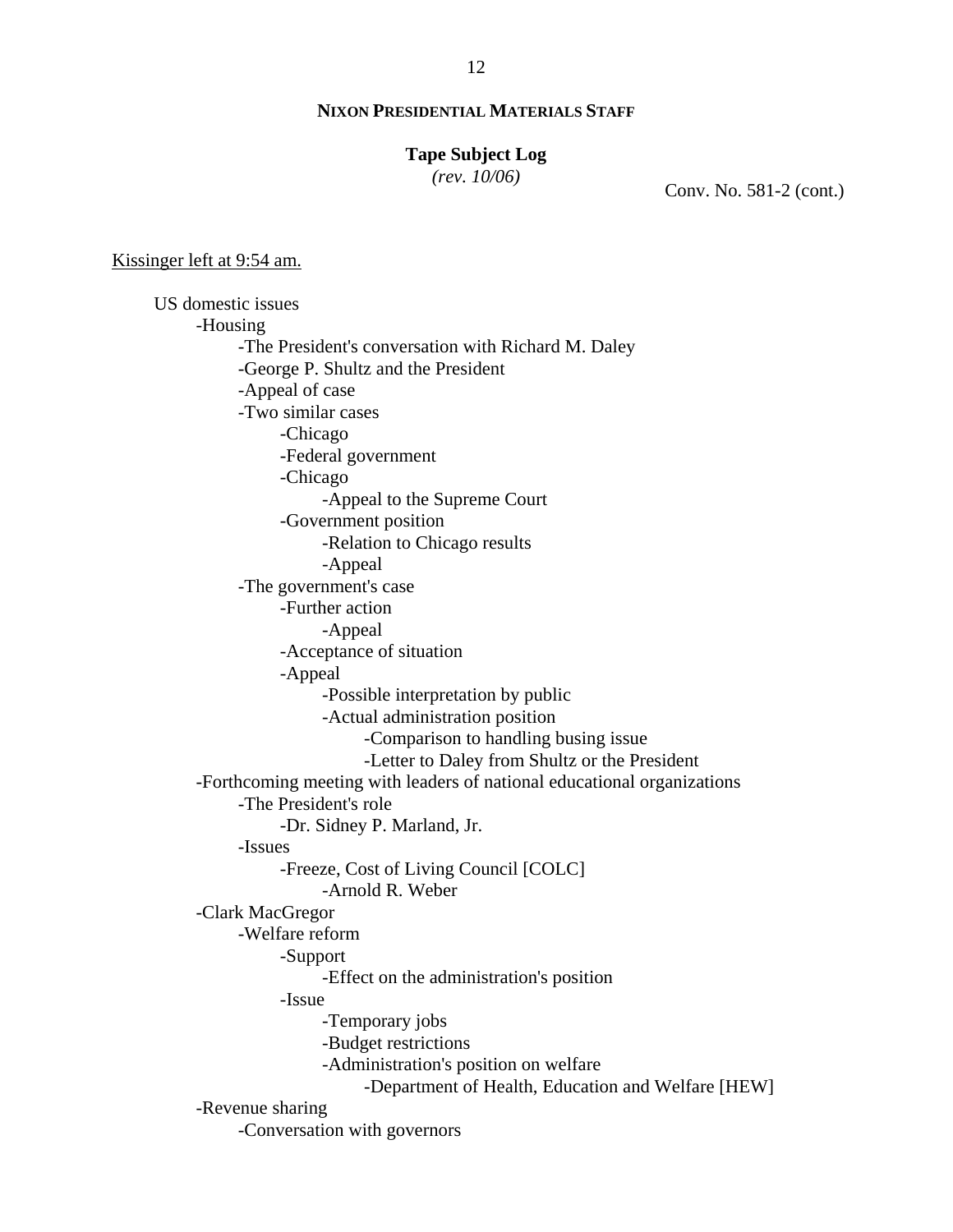**NIXON PRESIDENTIAL MATERIALS STAFF**

**Tape Subject Log**
*(rev. 10/06)*

Conv. No. 581-2 (cont.)

Kissinger left at 9:54 am.

- US domestic issues
  - -Housing
    - -The President's conversation with Richard M. Daley
    - -George P. Shultz and the President
    - -Appeal of case
    - -Two similar cases
      - -Chicago
      - -Federal government
      - -Chicago
        - -Appeal to the Supreme Court
      - -Government position
        - -Relation to Chicago results
        - -Appeal
    - -The government's case
      - -Further action
        - -Appeal
      - -Acceptance of situation
      - -Appeal
        - -Possible interpretation by public
        - -Actual administration position
          - -Comparison to handling busing issue
          - -Letter to Daley from Shultz or the President
  - -Forthcoming meeting with leaders of national educational organizations
    - -The President's role
      - -Dr. Sidney P. Marland, Jr.
    - -Issues
      - -Freeze, Cost of Living Council [COLC]
        - -Arnold R. Weber
  - -Clark MacGregor
    - -Welfare reform
      - -Support
        - -Effect on the administration's position
      - -Issue
        - -Temporary jobs
        - -Budget restrictions
        - -Administration's position on welfare
          - -Department of Health, Education and Welfare [HEW]
  - -Revenue sharing
    - -Conversation with governors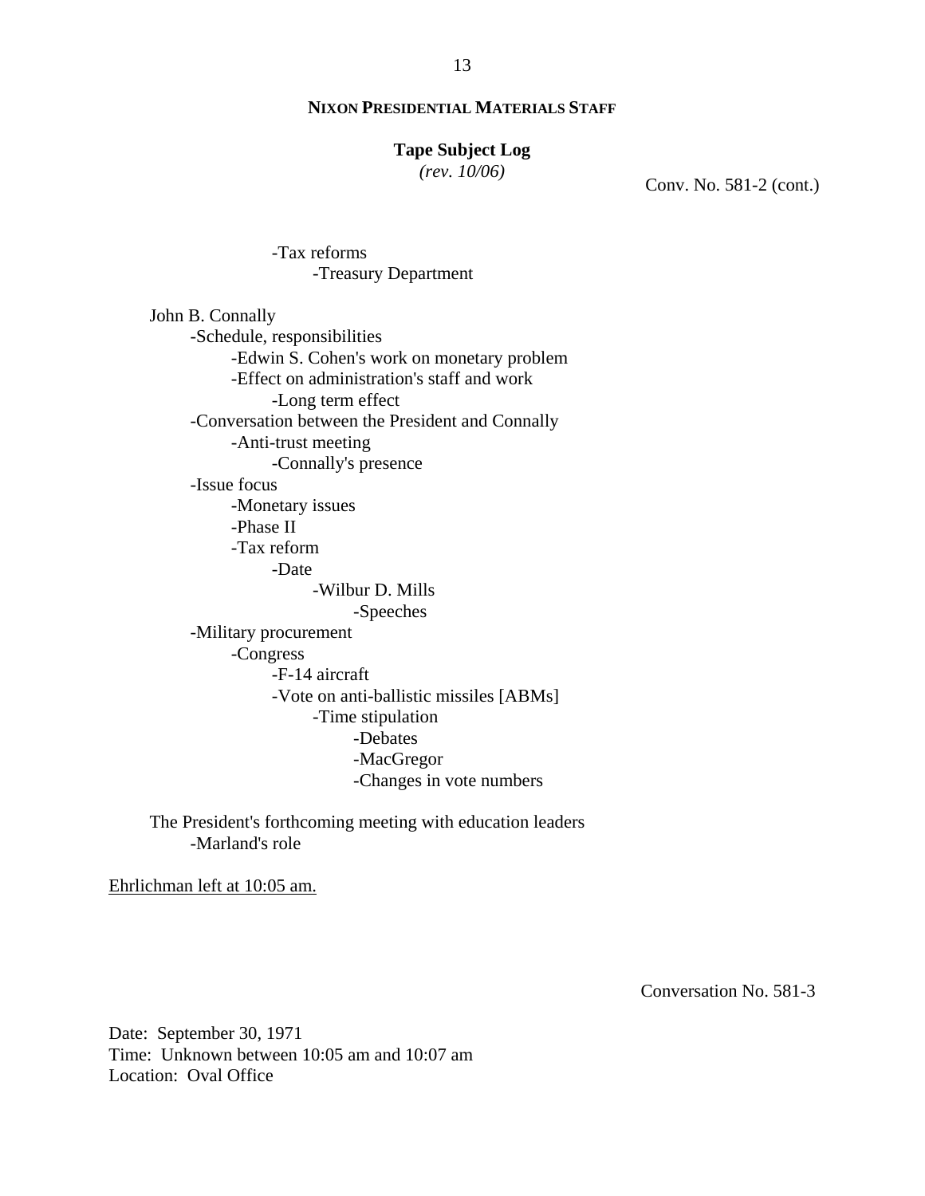Conv. No. 581-2 (cont.)

- -Tax reforms
  - -Treasury Department

John B. Connally
- -Schedule, responsibilities
  - -Edwin S. Cohen's work on monetary problem
  - -Effect on administration's staff and work
    - -Long term effect
- -Conversation between the President and Connally
  - -Anti-trust meeting
    - -Connally's presence
- -Issue focus
  - -Monetary issues
  - -Phase II
  - -Tax reform
    - -Date
      - -Wilbur D. Mills
        - -Speeches
- -Military procurement
  - -Congress
    - -F-14 aircraft
    - -Vote on anti-ballistic missiles [ABMs]
      - -Time stipulation
        - -Debates
        - -MacGregor
        - -Changes in vote numbers

The President's forthcoming meeting with education leaders
- -Marland's role

<u>Ehrlichman left at 10:05 am.</u>

Conversation No. 581-3

Date: September 30, 1971
Time: Unknown between 10:05 am and 10:07 am
Location: Oval Office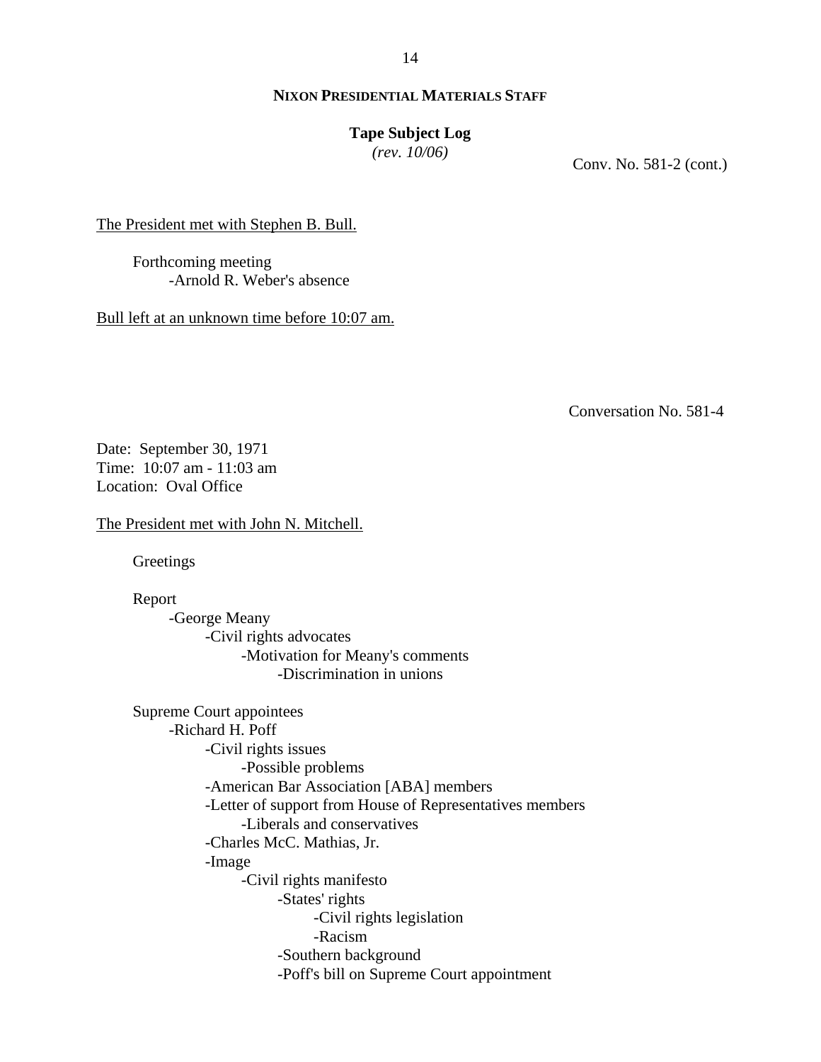Conv. No. 581-2 (cont.)

The President met with Stephen B. Bull.

- Forthcoming meeting
    - -Arnold R. Weber's absence

Bull left at an unknown time before 10:07 am.

Conversation No. 581-4

Date: September 30, 1971
Time: 10:07 am - 11:03 am
Location: Oval Office

The President met with John N. Mitchell.

- Greetings

- Report
    - -George Meany
        - -Civil rights advocates
            - -Motivation for Meany's comments
                - -Discrimination in unions

- Supreme Court appointees
    - -Richard H. Poff
        - -Civil rights issues
            - -Possible problems
        - -American Bar Association [ABA] members
        - -Letter of support from House of Representatives members
            - -Liberals and conservatives
        - -Charles McC. Mathias, Jr.
        - -Image
            - -Civil rights manifesto
                - -States' rights
                    - -Civil rights legislation
                    - -Racism
                - -Southern background
                - -Poff's bill on Supreme Court appointment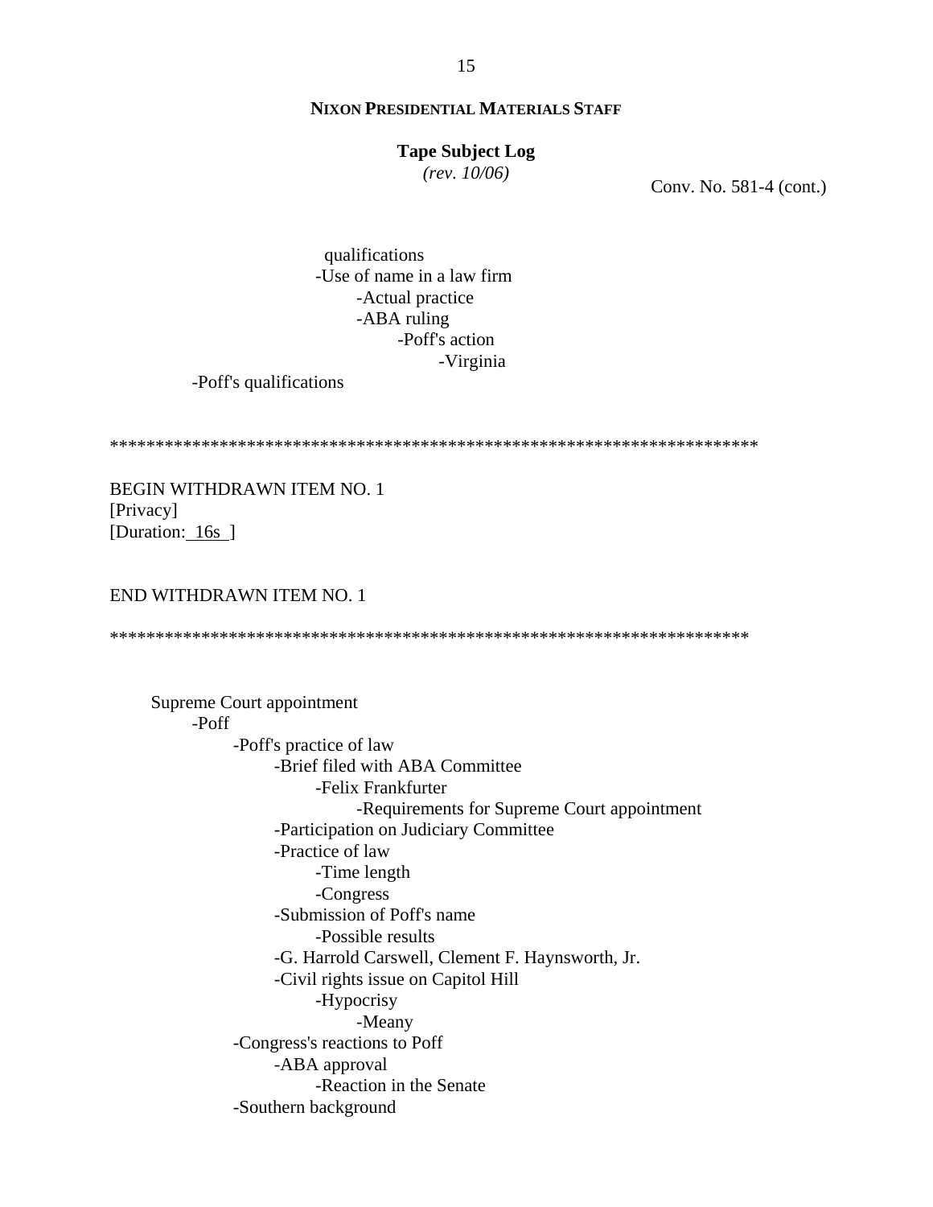**NIXON PRESIDENTIAL MATERIALS STAFF**

**Tape Subject Log**
*(rev. 10/06)*

Conv. No. 581-4 (cont.)

qualifications
- Use of name in a law firm
    - Actual practice
    - ABA ruling
        - Poff's action
            - Virginia

- Poff's qualifications

**********************************************************************

BEGIN WITHDRAWN ITEM NO. 1
[Privacy]
[Duration: 16s ]

END WITHDRAWN ITEM NO. 1

**********************************************************************

Supreme Court appointment
- Poff
    - Poff's practice of law
        - Brief filed with ABA Committee
            - Felix Frankfurter
                - Requirements for Supreme Court appointment
        - Participation on Judiciary Committee
        - Practice of law
            - Time length
            - Congress
        - Submission of Poff's name
            - Possible results
        - G. Harrold Carswell, Clement F. Haynsworth, Jr.
        - Civil rights issue on Capitol Hill
            - Hypocrisy
                - Meany
    - Congress's reactions to Poff
        - ABA approval
            - Reaction in the Senate
    - Southern background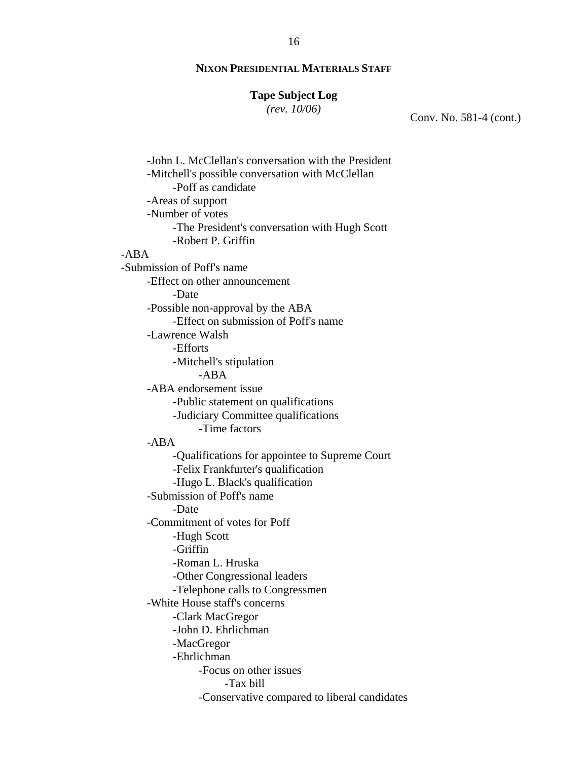Conv. No. 581-4 (cont.)

- -John L. McClellan's conversation with the President
- -Mitchell's possible conversation with McClellan
  - -Poff as candidate
- -Areas of support
- -Number of votes
  - -The President's conversation with Hugh Scott
  - -Robert P. Griffin

-ABA

-Submission of Poff's name

- -Effect on other announcement
  - -Date
- -Possible non-approval by the ABA
  - -Effect on submission of Poff's name
- -Lawrence Walsh
  - -Efforts
  - -Mitchell's stipulation
    - -ABA
- -ABA endorsement issue
  - -Public statement on qualifications
  - -Judiciary Committee qualifications
    - -Time factors
- -ABA
  - -Qualifications for appointee to Supreme Court
  - -Felix Frankfurter's qualification
  - -Hugo L. Black's qualification
- -Submission of Poff's name
  - -Date
- -Commitment of votes for Poff
  - -Hugh Scott
  - -Griffin
  - -Roman L. Hruska
  - -Other Congressional leaders
  - -Telephone calls to Congressmen
- -White House staff's concerns
  - -Clark MacGregor
  - -John D. Ehrlichman
  - -MacGregor
  - -Ehrlichman
    - -Focus on other issues
      - -Tax bill
    - -Conservative compared to liberal candidates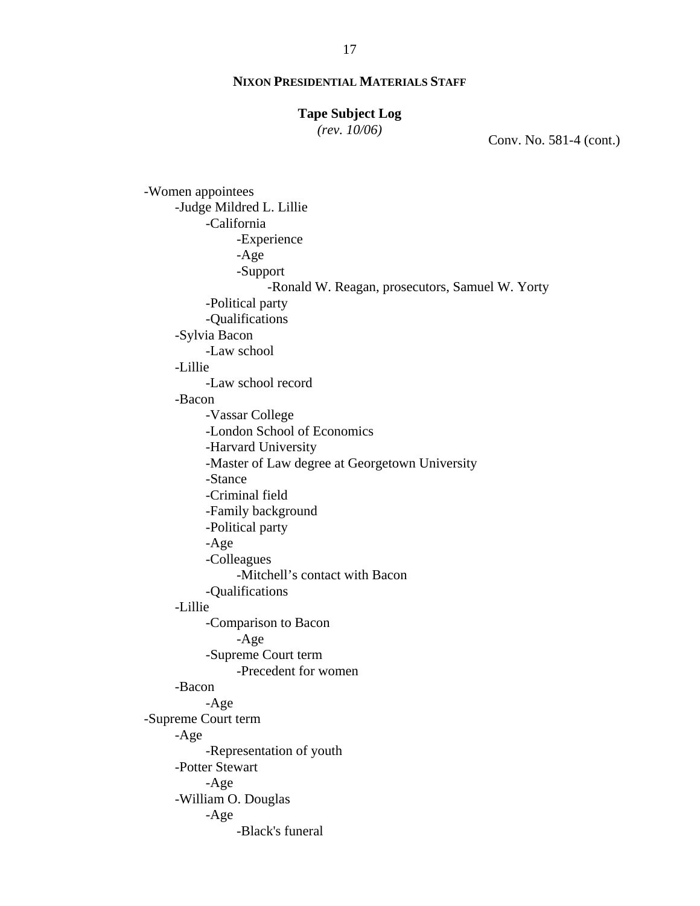**NIXON PRESIDENTIAL MATERIALS STAFF**

**Tape Subject Log**
*(rev. 10/06)*

Conv. No. 581-4 (cont.)

- -Women appointees
    - -Judge Mildred L. Lillie
        - -California
            - -Experience
            - -Age
            - -Support
                - -Ronald W. Reagan, prosecutors, Samuel W. Yorty
        - -Political party
        - -Qualifications
    - -Sylvia Bacon
        - -Law school
    - -Lillie
        - -Law school record
    - -Bacon
        - -Vassar College
        - -London School of Economics
        - -Harvard University
        - -Master of Law degree at Georgetown University
        - -Stance
        - -Criminal field
        - -Family background
        - -Political party
        - -Age
        - -Colleagues
            - -Mitchell's contact with Bacon
        - -Qualifications
    - -Lillie
        - -Comparison to Bacon
            - -Age
        - -Supreme Court term
            - -Precedent for women
    - -Bacon
        - -Age
- -Supreme Court term
    - -Age
        - -Representation of youth
    - -Potter Stewart
        - -Age
    - -William O. Douglas
        - -Age
            - -Black's funeral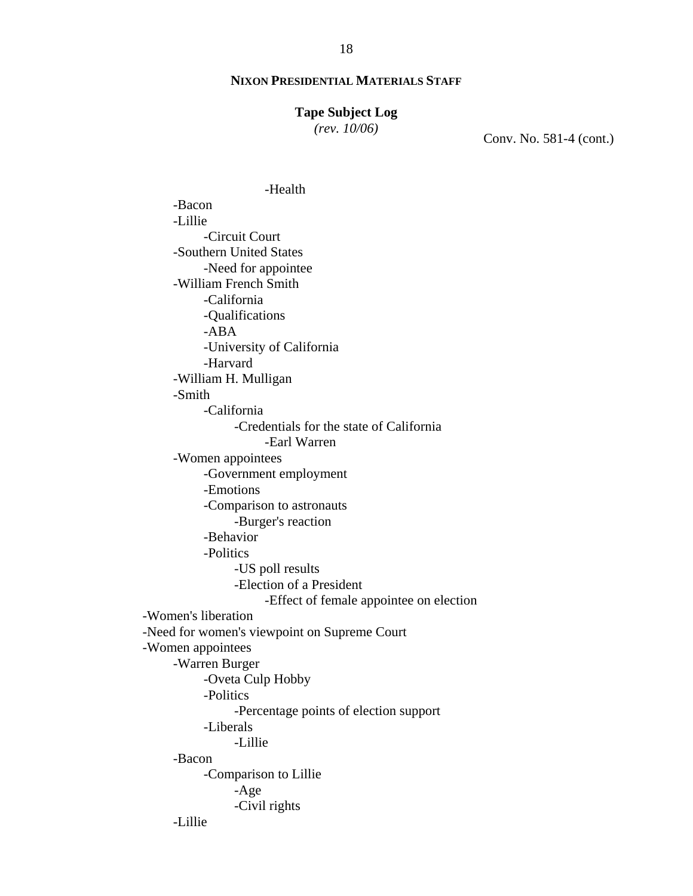**NIXON PRESIDENTIAL MATERIALS STAFF**

**Tape Subject Log**
*(rev. 10/06)*

Conv. No. 581-4 (cont.)

            - -Health
    - -Bacon
    - -Lillie
        - -Circuit Court
    - -Southern United States
        - -Need for appointee
    - -William French Smith
        - -California
        - -Qualifications
        - -ABA
        - -University of California
        - -Harvard
    - -William H. Mulligan
    - -Smith
        - -California
            - -Credentials for the state of California
                - -Earl Warren
    - -Women appointees
        - -Government employment
        - -Emotions
        - -Comparison to astronauts
            - -Burger's reaction
        - -Behavior
        - -Politics
            - -US poll results
            - -Election of a President
                - -Effect of female appointee on election
- -Women's liberation
- -Need for women's viewpoint on Supreme Court
- -Women appointees
    - -Warren Burger
        - -Oveta Culp Hobby
        - -Politics
            - -Percentage points of election support
        - -Liberals
            - -Lillie
    - -Bacon
        - -Comparison to Lillie
            - -Age
            - -Civil rights
    - -Lillie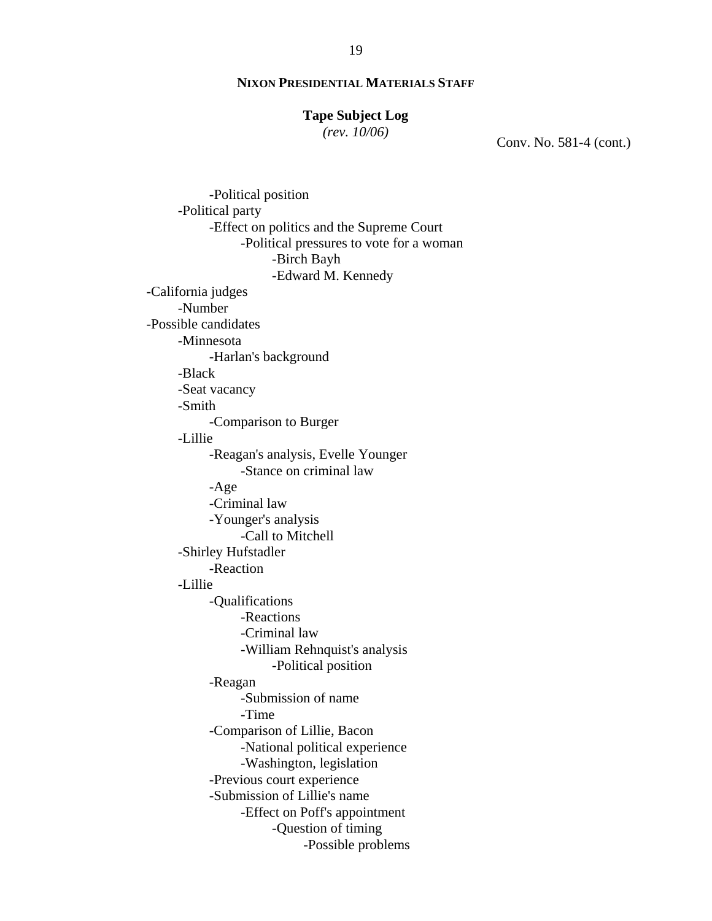**NIXON PRESIDENTIAL MATERIALS STAFF**

**Tape Subject Log**
*(rev. 10/06)*

Conv. No. 581-4 (cont.)

- Political position
  - Political party
    - Effect on politics and the Supreme Court
      - Political pressures to vote for a woman
        - Birch Bayh
        - Edward M. Kennedy
- California judges
  - Number
- Possible candidates
  - Minnesota
    - Harlan's background
  - Black
  - Seat vacancy
  - Smith
    - Comparison to Burger
  - Lillie
    - Reagan's analysis, Evelle Younger
      - Stance on criminal law
    - Age
    - Criminal law
    - Younger's analysis
      - Call to Mitchell
  - Shirley Hufstadler
    - Reaction
  - Lillie
    - Qualifications
      - Reactions
      - Criminal law
      - William Rehnquist's analysis
        - Political position
    - Reagan
      - Submission of name
      - Time
    - Comparison of Lillie, Bacon
      - National political experience
      - Washington, legislation
    - Previous court experience
    - Submission of Lillie's name
      - Effect on Poff's appointment
        - Question of timing
          - Possible problems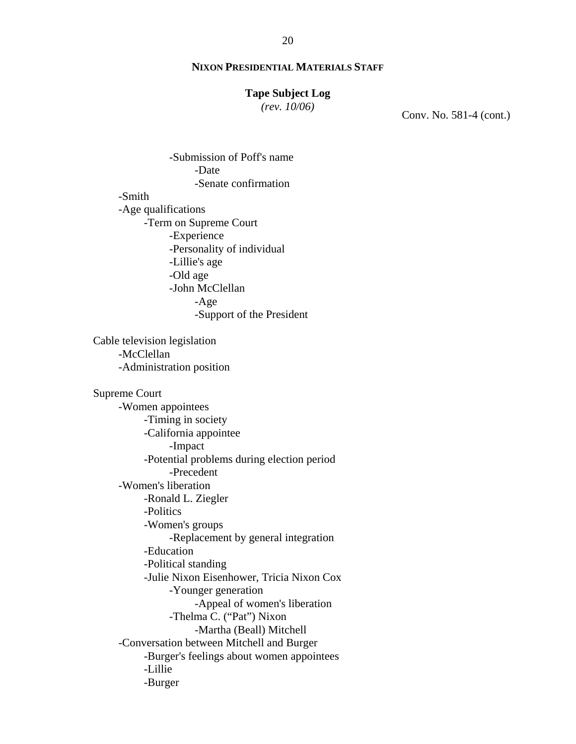**NIXON PRESIDENTIAL MATERIALS STAFF**

**Tape Subject Log**
*(rev. 10/06)*

Conv. No. 581-4 (cont.)

- -Submission of Poff's name
  - -Date
  - -Senate confirmation
- -Smith
- -Age qualifications
  - -Term on Supreme Court
    - -Experience
    - -Personality of individual
    - -Lillie's age
    - -Old age
    - -John McClellan
      - -Age
      - -Support of the President

Cable television legislation
- -McClellan
- -Administration position

Supreme Court
- -Women appointees
  - -Timing in society
  - -California appointee
    - -Impact
  - -Potential problems during election period
    - -Precedent
- -Women's liberation
  - -Ronald L. Ziegler
  - -Politics
  - -Women's groups
    - -Replacement by general integration
  - -Education
  - -Political standing
  - -Julie Nixon Eisenhower, Tricia Nixon Cox
    - -Younger generation
      - -Appeal of women's liberation
    - -Thelma C. ("Pat") Nixon
      - -Martha (Beall) Mitchell
- -Conversation between Mitchell and Burger
  - -Burger's feelings about women appointees
  - -Lillie
  - -Burger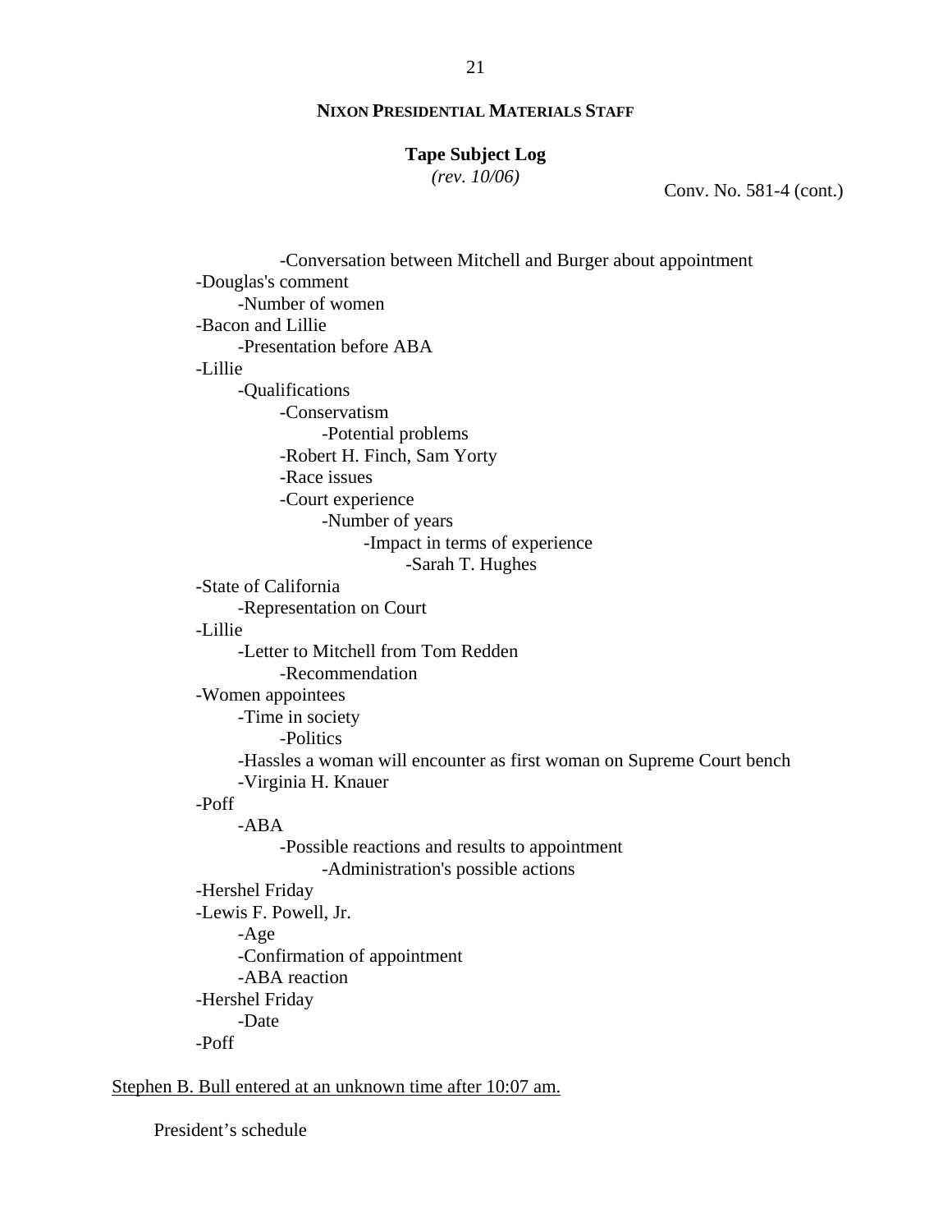Conv. No. 581-4 (cont.)

- -Conversation between Mitchell and Burger about appointment
- -Douglas's comment
    - -Number of women
- -Bacon and Lillie
    - -Presentation before ABA
- -Lillie
    - -Qualifications
        - -Conservatism
            - -Potential problems
        - -Robert H. Finch, Sam Yorty
        - -Race issues
        - -Court experience
            - -Number of years
                - -Impact in terms of experience
                    - -Sarah T. Hughes
- -State of California
    - -Representation on Court
- -Lillie
    - -Letter to Mitchell from Tom Redden
        - -Recommendation
- -Women appointees
    - -Time in society
        - -Politics
    - -Hassles a woman will encounter as first woman on Supreme Court bench
    - -Virginia H. Knauer
- -Poff
    - -ABA
        - -Possible reactions and results to appointment
            - -Administration's possible actions
- -Hershel Friday
- -Lewis F. Powell, Jr.
    - -Age
    - -Confirmation of appointment
    - -ABA reaction
- -Hershel Friday
    - -Date
- -Poff

<u>Stephen B. Bull entered at an unknown time after 10:07 am.</u>

President's schedule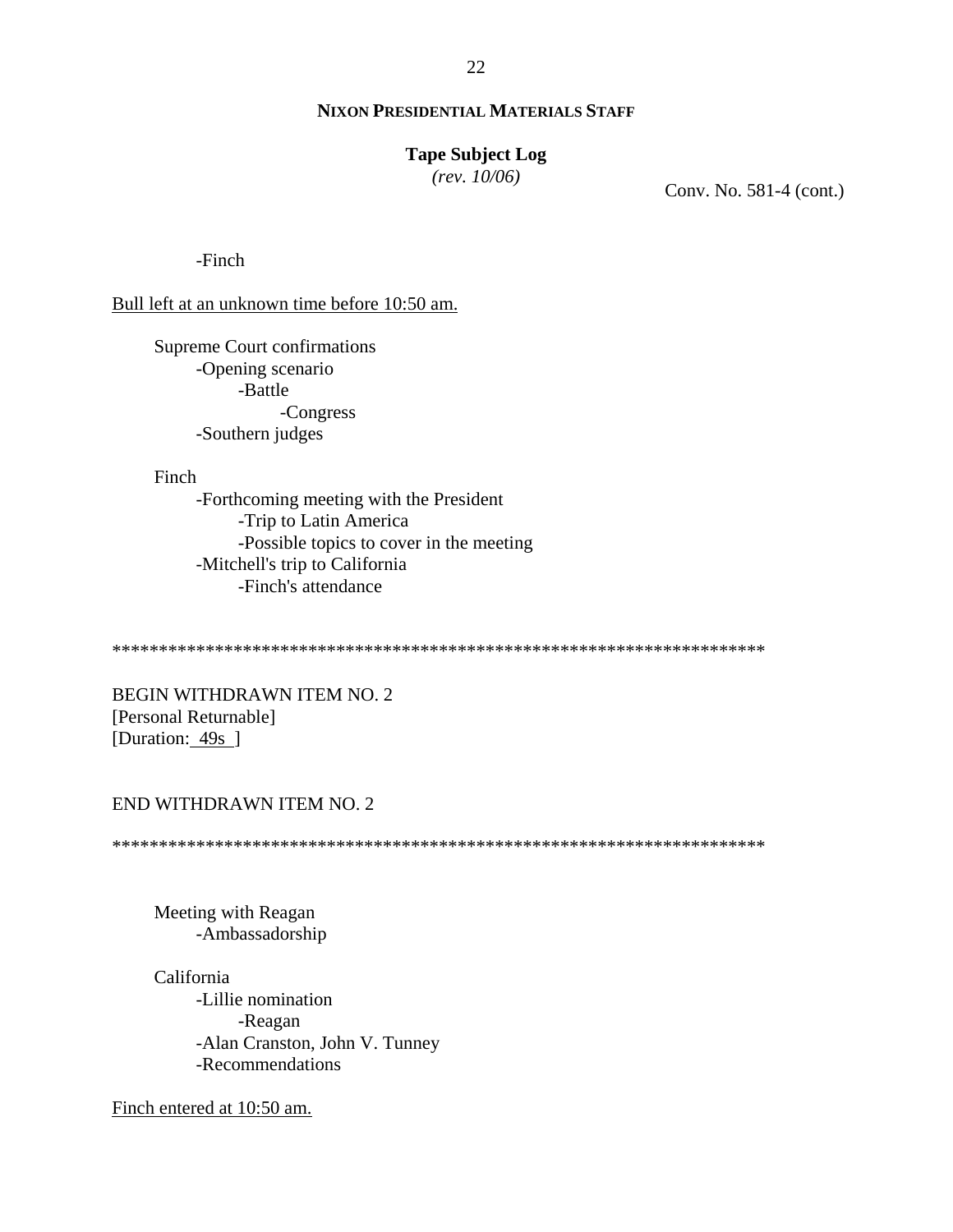**NIXON PRESIDENTIAL MATERIALS STAFF**

**Tape Subject Log**
*(rev. 10/06)*

Conv. No. 581-4 (cont.)

- Finch

Bull left at an unknown time before 10:50 am.

Supreme Court confirmations
- Opening scenario
    - Battle
        - Congress
- Southern judges

Finch
- Forthcoming meeting with the President
    - Trip to Latin America
    - Possible topics to cover in the meeting
- Mitchell's trip to California
    - Finch's attendance

**********************************************************************

BEGIN WITHDRAWN ITEM NO. 2
[Personal Returnable]
[Duration: 49s ]

END WITHDRAWN ITEM NO. 2

**********************************************************************

Meeting with Reagan
- Ambassadorship

California
- Lillie nomination
    - Reagan
- Alan Cranston, John V. Tunney
- Recommendations

Finch entered at 10:50 am.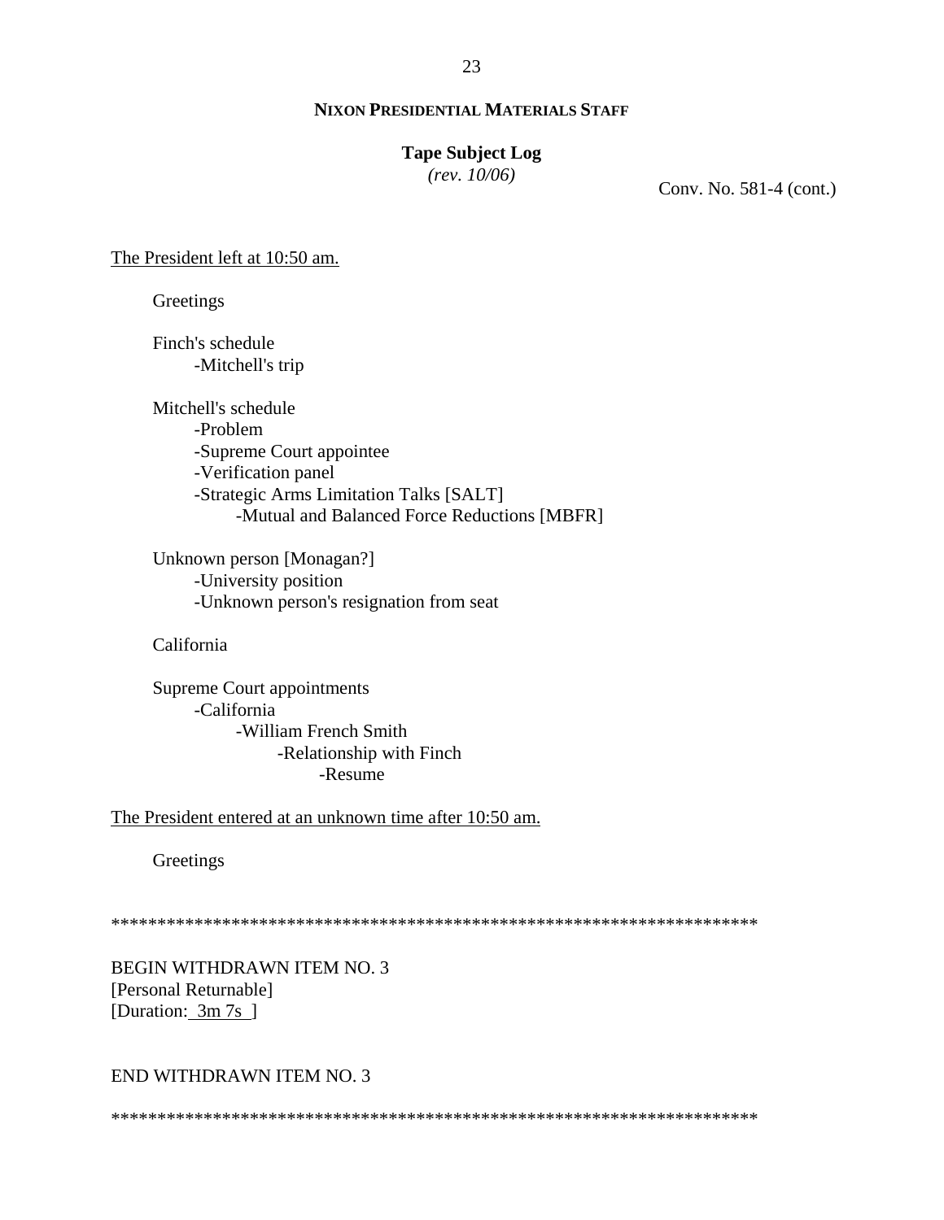**NIXON PRESIDENTIAL MATERIALS STAFF**

**Tape Subject Log**
*(rev. 10/06)*

Conv. No. 581-4 (cont.)

The President left at 10:50 am.

Greetings

Finch's schedule
- Mitchell's trip

Mitchell's schedule
- Problem
- Supreme Court appointee
- Verification panel
- Strategic Arms Limitation Talks [SALT]
    - Mutual and Balanced Force Reductions [MBFR]

Unknown person [Monagan?]
- University position
- Unknown person's resignation from seat

California

Supreme Court appointments
- California
    - William French Smith
        - Relationship with Finch
            - Resume

The President entered at an unknown time after 10:50 am.

Greetings

**********************************************************************

BEGIN WITHDRAWN ITEM NO. 3
[Personal Returnable]
[Duration: 3m 7s ]

END WITHDRAWN ITEM NO. 3

**********************************************************************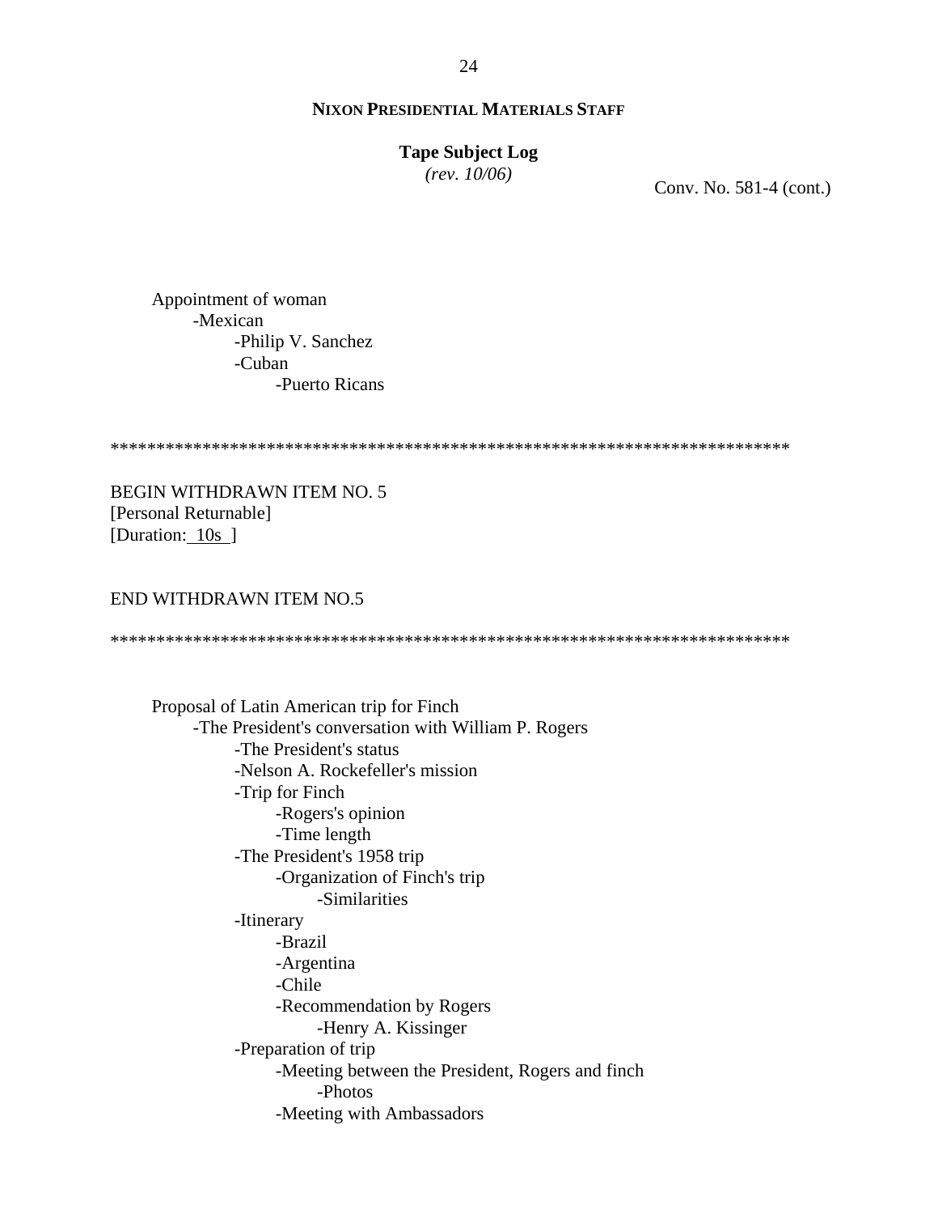**NIXON PRESIDENTIAL MATERIALS STAFF**

**Tape Subject Log**
*(rev. 10/06)*

Conv. No. 581-4 (cont.)

Appointment of woman
- -Mexican
    - -Philip V. Sanchez
    - -Cuban
        - -Puerto Ricans

*************************************************************************

BEGIN WITHDRAWN ITEM NO. 5
[Personal Returnable]
[Duration: 10s ]

END WITHDRAWN ITEM NO.5

*************************************************************************

Proposal of Latin American trip for Finch
- -The President's conversation with William P. Rogers
    - -The President's status
    - -Nelson A. Rockefeller's mission
    - -Trip for Finch
        - -Rogers's opinion
        - -Time length
    - -The President's 1958 trip
        - -Organization of Finch's trip
            - -Similarities
    - -Itinerary
        - -Brazil
        - -Argentina
        - -Chile
        - -Recommendation by Rogers
            - -Henry A. Kissinger
    - -Preparation of trip
        - -Meeting between the President, Rogers and finch
            - -Photos
        - -Meeting with Ambassadors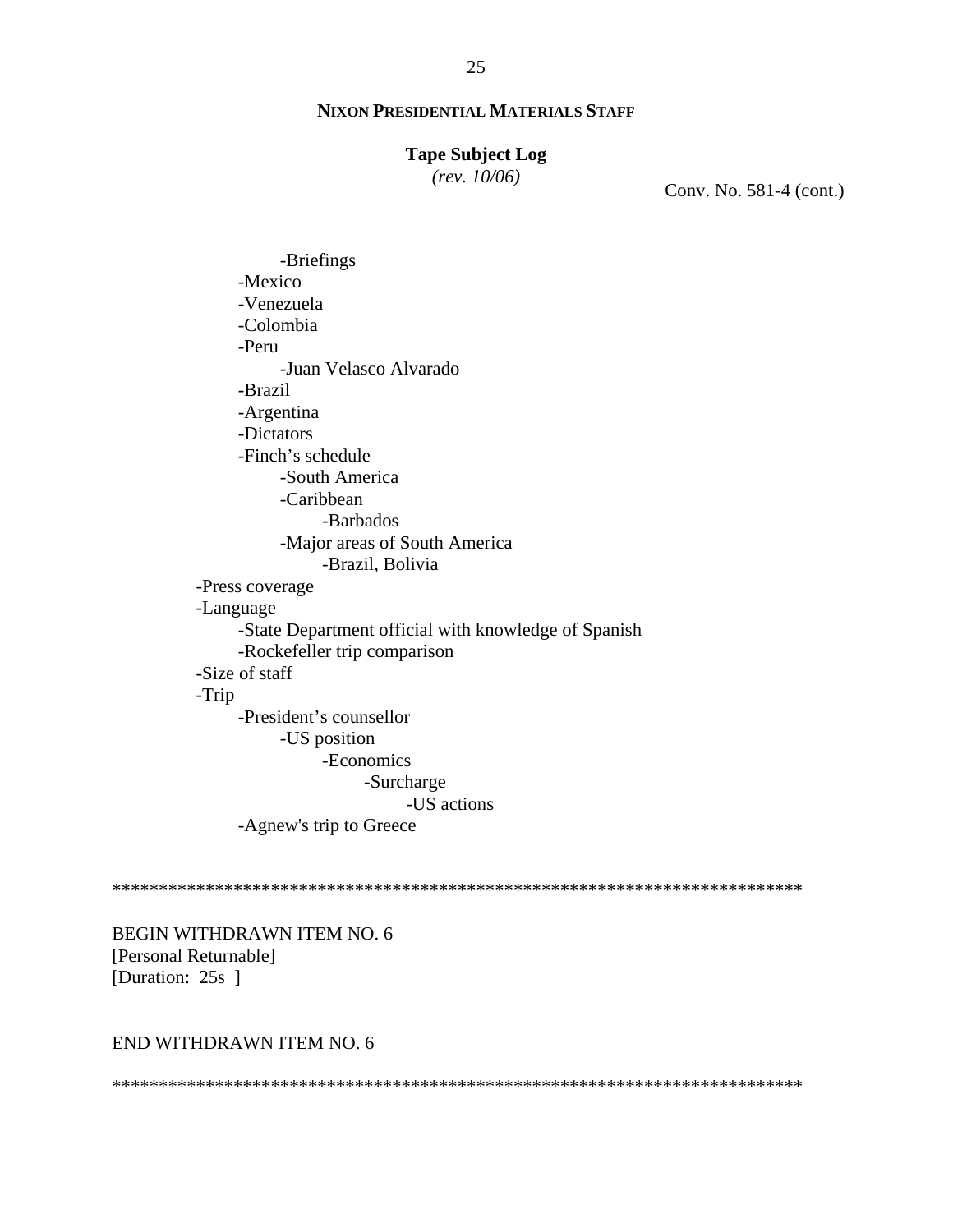Conv. No. 581-4 (cont.)

- -Briefings
    - -Mexico
    - -Venezuela
    - -Colombia
    - -Peru
        - -Juan Velasco Alvarado
    - -Brazil
    - -Argentina
    - -Dictators
    - -Finch's schedule
        - -South America
        - -Caribbean
            - -Barbados
        - -Major areas of South America
            - -Brazil, Bolivia
- -Press coverage
- -Language
    - -State Department official with knowledge of Spanish
    - -Rockefeller trip comparison
- -Size of staff
- -Trip
    - -President's counsellor
        - -US position
            - -Economics
                - -Surcharge
                    - -US actions
    - -Agnew's trip to Greece

\*\*\*\*\*\*\*\*\*\*\*\*\*\*\*\*\*\*\*\*\*\*\*\*\*\*\*\*\*\*\*\*\*\*\*\*\*\*\*\*\*\*\*\*\*\*\*\*\*\*\*\*\*\*\*\*\*\*\*\*\*\*\*\*\*\*\*\*\*\*\*\*\*\*

BEGIN WITHDRAWN ITEM NO. 6
[Personal Returnable]
[Duration: 25s ]

END WITHDRAWN ITEM NO. 6

\*\*\*\*\*\*\*\*\*\*\*\*\*\*\*\*\*\*\*\*\*\*\*\*\*\*\*\*\*\*\*\*\*\*\*\*\*\*\*\*\*\*\*\*\*\*\*\*\*\*\*\*\*\*\*\*\*\*\*\*\*\*\*\*\*\*\*\*\*\*\*\*\*\*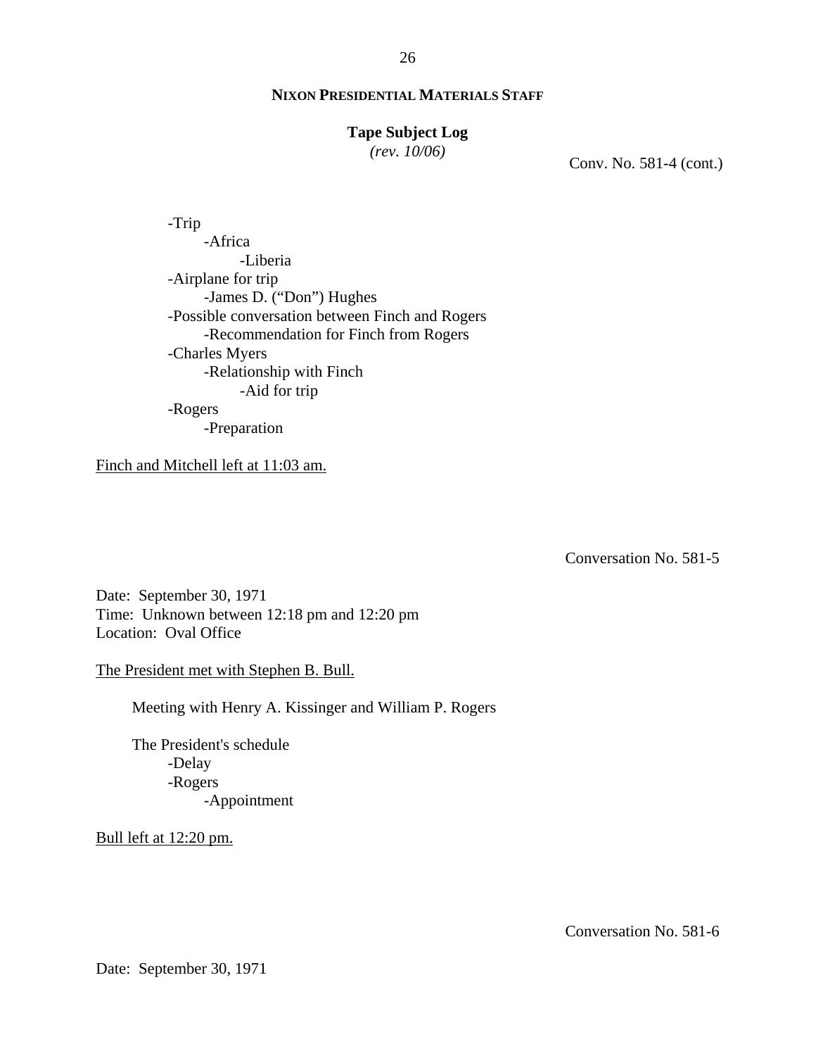Conv. No. 581-4 (cont.)

- -Trip
    - -Africa
        - -Liberia
- -Airplane for trip
    - -James D. ("Don") Hughes
- -Possible conversation between Finch and Rogers
    - -Recommendation for Finch from Rogers
- -Charles Myers
    - -Relationship with Finch
        - -Aid for trip
- -Rogers
    - -Preparation

Finch and Mitchell left at 11:03 am.

Conversation No. 581-5

Date: September 30, 1971
Time: Unknown between 12:18 pm and 12:20 pm
Location: Oval Office

The President met with Stephen B. Bull.

Meeting with Henry A. Kissinger and William P. Rogers

The President's schedule
- -Delay
- -Rogers
    - -Appointment

Bull left at 12:20 pm.

Conversation No. 581-6

Date: September 30, 1971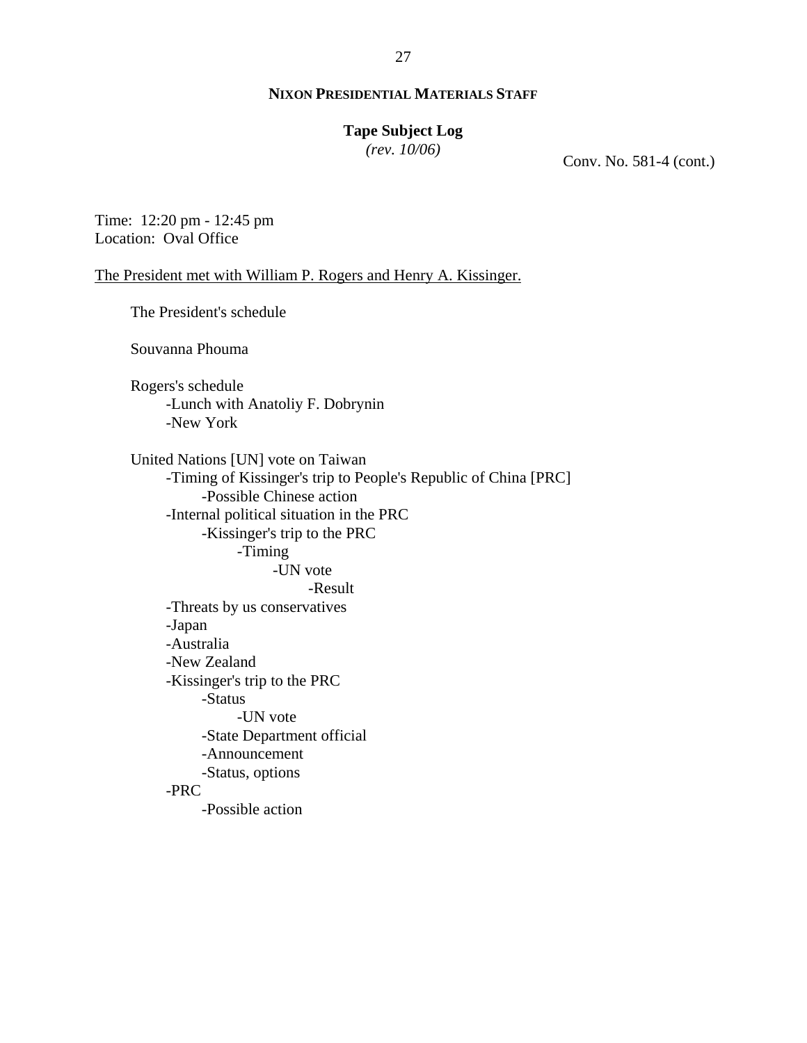**NIXON PRESIDENTIAL MATERIALS STAFF**

**Tape Subject Log**
*(rev. 10/06)*

Conv. No. 581-4 (cont.)

Time: 12:20 pm - 12:45 pm
Location: Oval Office

The President met with William P. Rogers and Henry A. Kissinger.

The President's schedule

Souvanna Phouma

Rogers's schedule
- -Lunch with Anatoliy F. Dobrynin
- -New York

United Nations [UN] vote on Taiwan
- -Timing of Kissinger's trip to People's Republic of China [PRC]
    - -Possible Chinese action
- -Internal political situation in the PRC
    - -Kissinger's trip to the PRC
        - -Timing
            - -UN vote
                - -Result
- -Threats by us conservatives
- -Japan
- -Australia
- -New Zealand
- -Kissinger's trip to the PRC
    - -Status
        - -UN vote
    - -State Department official
    - -Announcement
    - -Status, options
- -PRC
    - -Possible action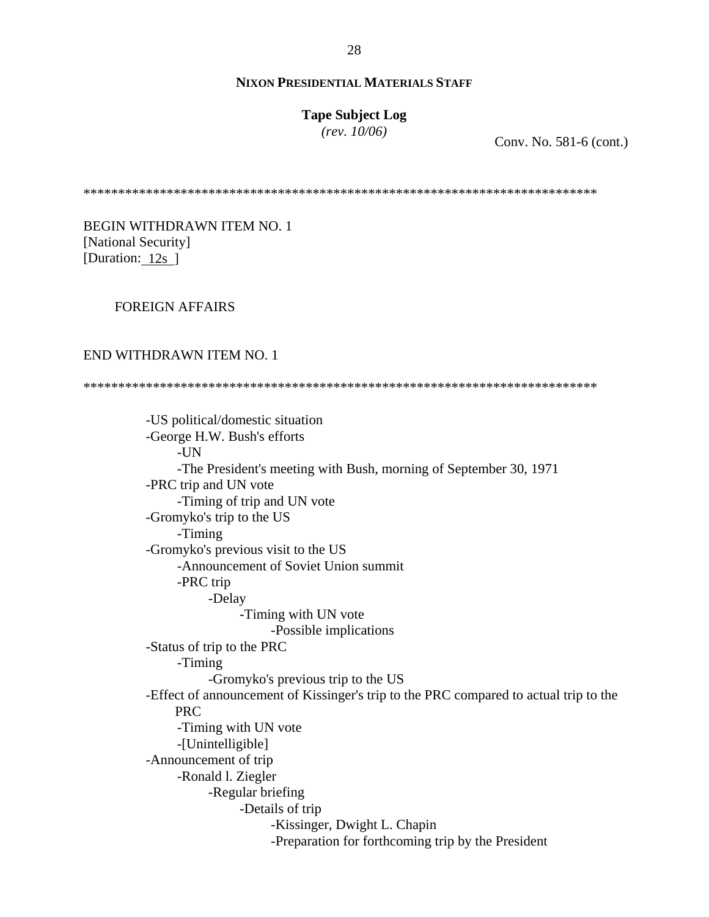**NIXON PRESIDENTIAL MATERIALS STAFF**

**Tape Subject Log**
*(rev. 10/06)*

Conv. No. 581-6 (cont.)

\*\*\*\*\*\*\*\*\*\*\*\*\*\*\*\*\*\*\*\*\*\*\*\*\*\*\*\*\*\*\*\*\*\*\*\*\*\*\*\*\*\*\*\*\*\*\*\*\*\*\*\*\*\*\*\*\*\*\*\*\*\*\*\*\*\*\*\*\*\*\*\*\*\*\*\*

BEGIN WITHDRAWN ITEM NO. 1
[National Security]
[Duration: 12s ]

FOREIGN AFFAIRS

END WITHDRAWN ITEM NO. 1

\*\*\*\*\*\*\*\*\*\*\*\*\*\*\*\*\*\*\*\*\*\*\*\*\*\*\*\*\*\*\*\*\*\*\*\*\*\*\*\*\*\*\*\*\*\*\*\*\*\*\*\*\*\*\*\*\*\*\*\*\*\*\*\*\*\*\*\*\*\*\*\*\*\*\*\*

- -US political/domestic situation
- -George H.W. Bush's efforts
  - -UN
  - -The President's meeting with Bush, morning of September 30, 1971
- -PRC trip and UN vote
  - -Timing of trip and UN vote
- -Gromyko's trip to the US
  - -Timing
- -Gromyko's previous visit to the US
  - -Announcement of Soviet Union summit
  - -PRC trip
    - -Delay
      - -Timing with UN vote
        - -Possible implications
- -Status of trip to the PRC
  - -Timing
    - -Gromyko's previous trip to the US
- -Effect of announcement of Kissinger's trip to the PRC compared to actual trip to the PRC
  - -Timing with UN vote
  - -[Unintelligible]
- -Announcement of trip
  - -Ronald l. Ziegler
    - -Regular briefing
      - -Details of trip
        - -Kissinger, Dwight L. Chapin
        - -Preparation for forthcoming trip by the President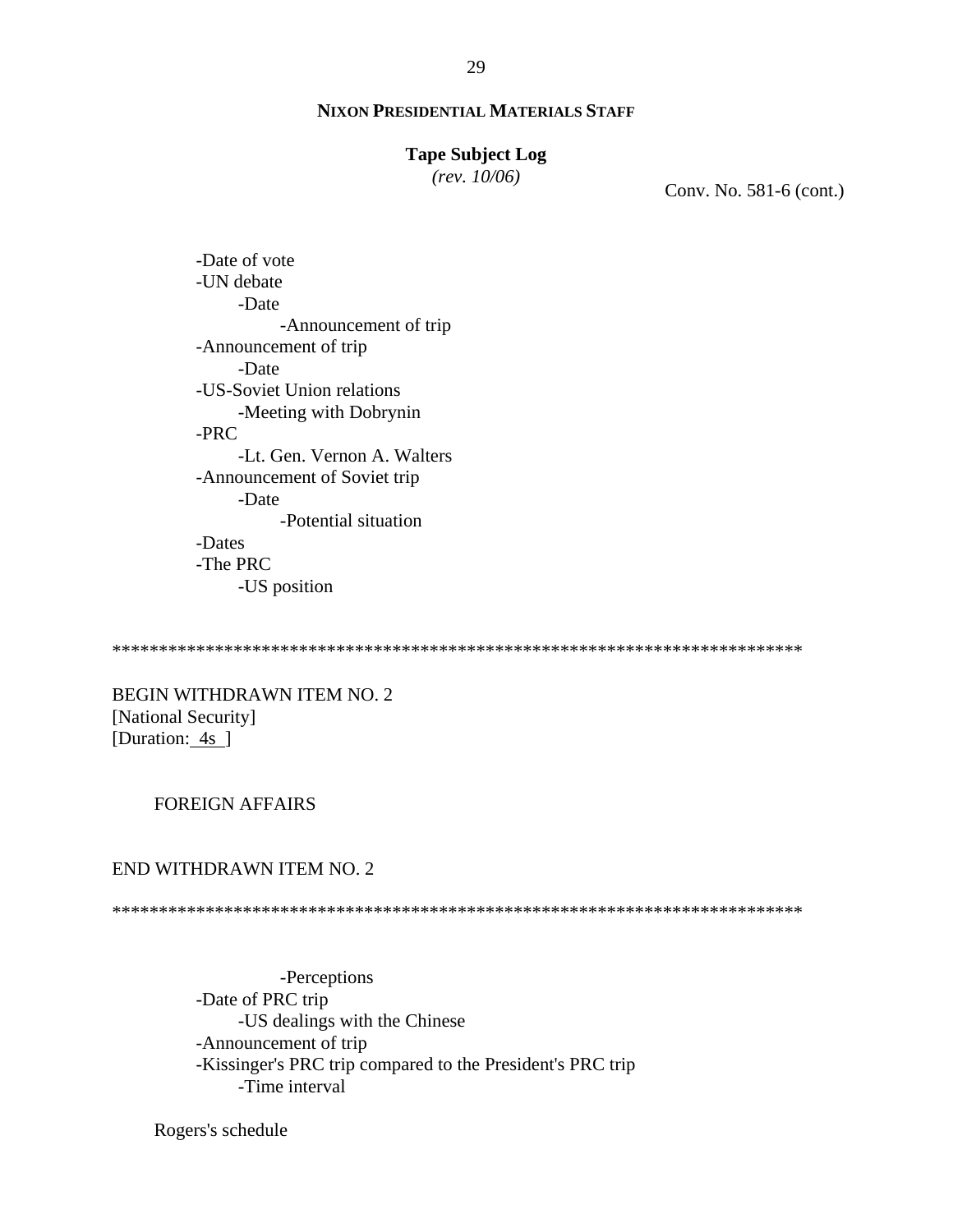**NIXON PRESIDENTIAL MATERIALS STAFF**

**Tape Subject Log**
*(rev. 10/06)*

Conv. No. 581-6 (cont.)

- -Date of vote
- -UN debate
    - -Date
        - -Announcement of trip
- -Announcement of trip
    - -Date
- -US-Soviet Union relations
    - -Meeting with Dobrynin
- -PRC
    - -Lt. Gen. Vernon A. Walters
- -Announcement of Soviet trip
    - -Date
        - -Potential situation
- -Dates
- -The PRC
    - -US position

*************************************************************************

BEGIN WITHDRAWN ITEM NO. 2
[National Security]
[Duration: 4s ]

FOREIGN AFFAIRS

END WITHDRAWN ITEM NO. 2

*************************************************************************

- -Perceptions
- -Date of PRC trip
    - -US dealings with the Chinese
- -Announcement of trip
- -Kissinger's PRC trip compared to the President's PRC trip
    - -Time interval

Rogers's schedule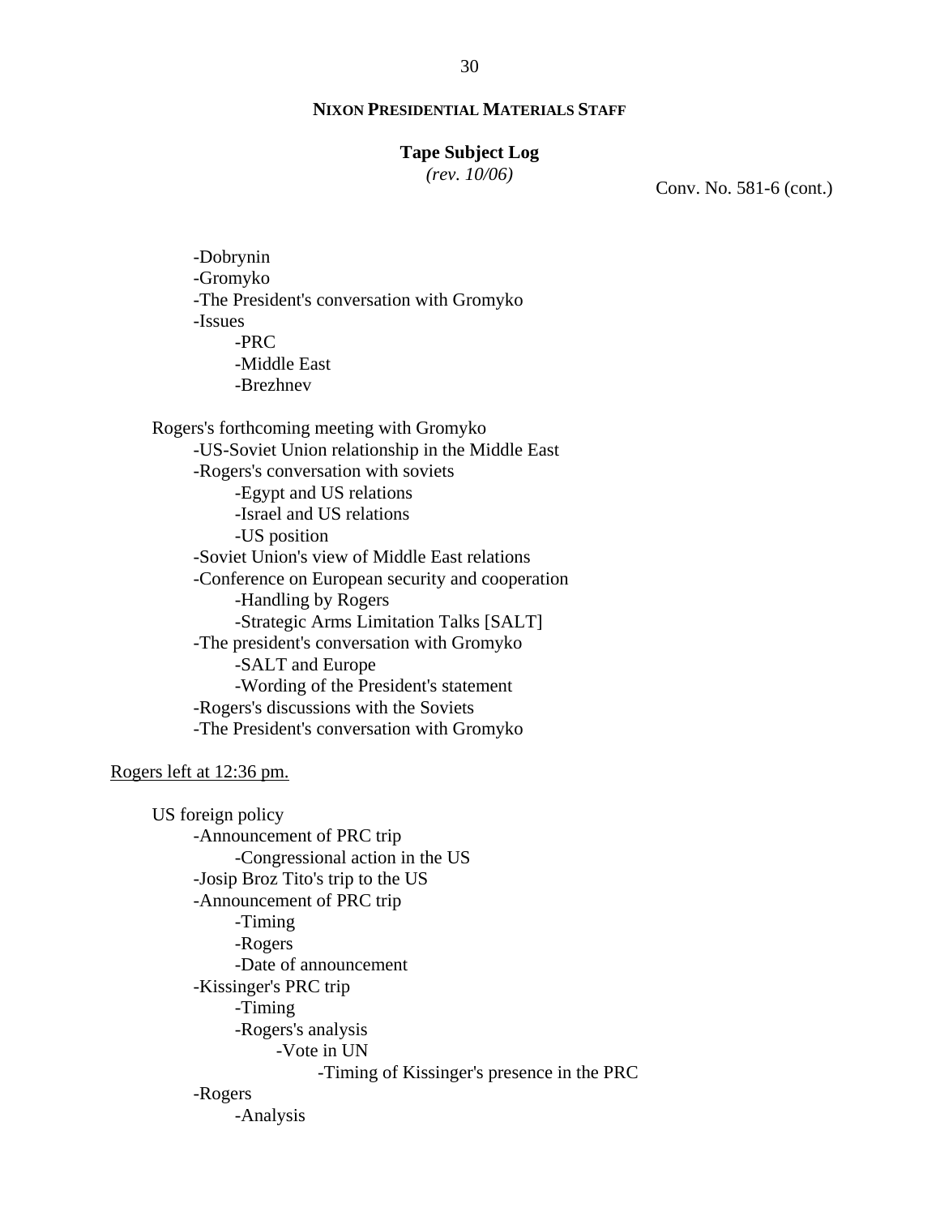Conv. No. 581-6 (cont.)

- -Dobrynin
- -Gromyko
- -The President's conversation with Gromyko
- -Issues
    - -PRC
    - -Middle East
    - -Brezhnev

Rogers's forthcoming meeting with Gromyko
- -US-Soviet Union relationship in the Middle East
- -Rogers's conversation with soviets
    - -Egypt and US relations
    - -Israel and US relations
    - -US position
- -Soviet Union's view of Middle East relations
- -Conference on European security and cooperation
    - -Handling by Rogers
    - -Strategic Arms Limitation Talks [SALT]
- -The president's conversation with Gromyko
    - -SALT and Europe
    - -Wording of the President's statement
- -Rogers's discussions with the Soviets
- -The President's conversation with Gromyko

<u>Rogers left at 12:36 pm.</u>

US foreign policy
- -Announcement of PRC trip
    - -Congressional action in the US
- -Josip Broz Tito's trip to the US
- -Announcement of PRC trip
    - -Timing
    - -Rogers
    - -Date of announcement
- -Kissinger's PRC trip
    - -Timing
    - -Rogers's analysis
        - -Vote in UN
            - -Timing of Kissinger's presence in the PRC
- -Rogers
    - -Analysis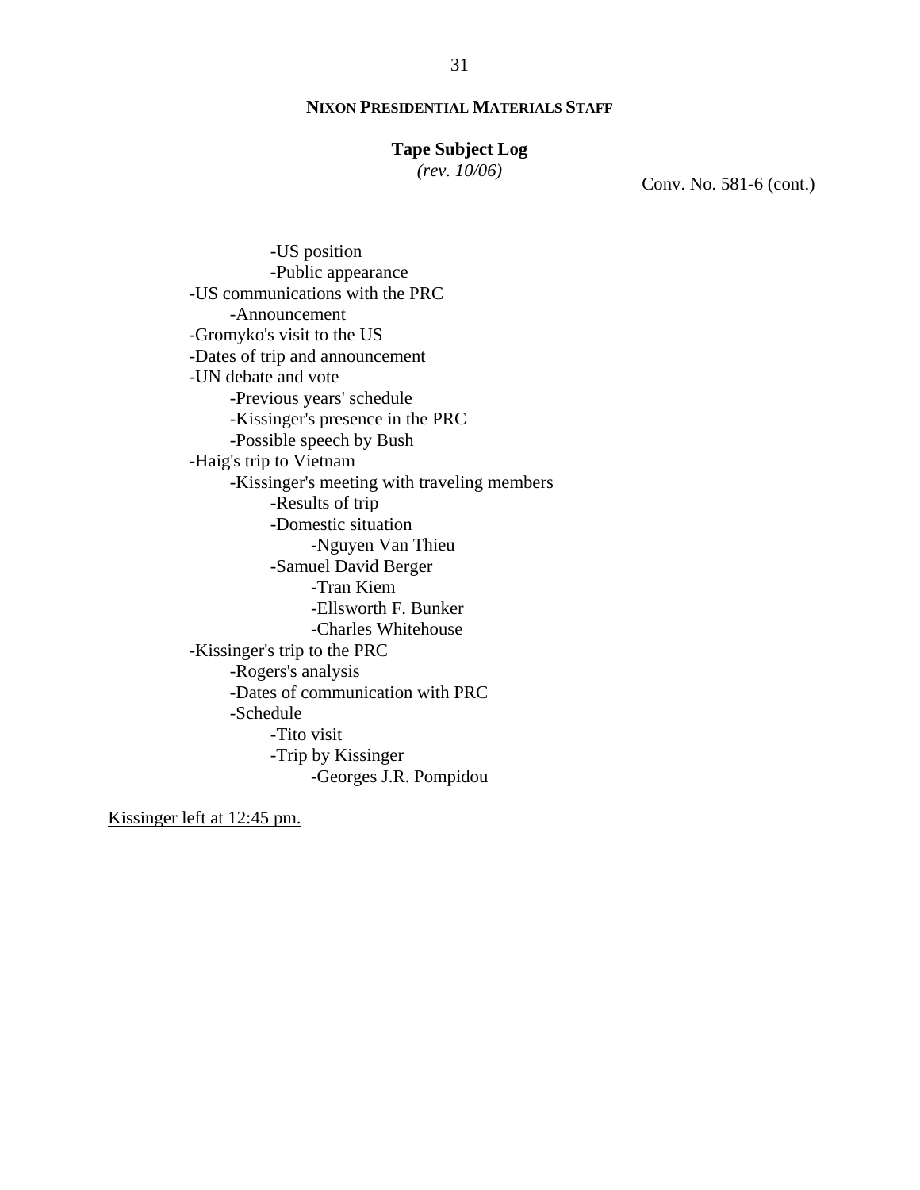**NIXON PRESIDENTIAL MATERIALS STAFF**

**Tape Subject Log**
*(rev. 10/06)*

Conv. No. 581-6 (cont.)

- -US position
- -Public appearance

-US communications with the PRC
- -Announcement

-Gromyko's visit to the US
-Dates of trip and announcement
-UN debate and vote
- -Previous years' schedule
- -Kissinger's presence in the PRC
- -Possible speech by Bush

-Haig's trip to Vietnam
- -Kissinger's meeting with traveling members
  - -Results of trip
  - -Domestic situation
    - -Nguyen Van Thieu
  - -Samuel David Berger
    - -Tran Kiem
    - -Ellsworth F. Bunker
    - -Charles Whitehouse

-Kissinger's trip to the PRC
- -Rogers's analysis
- -Dates of communication with PRC
- -Schedule
  - -Tito visit
  - -Trip by Kissinger
    - -Georges J.R. Pompidou

<u>Kissinger left at 12:45 pm.</u>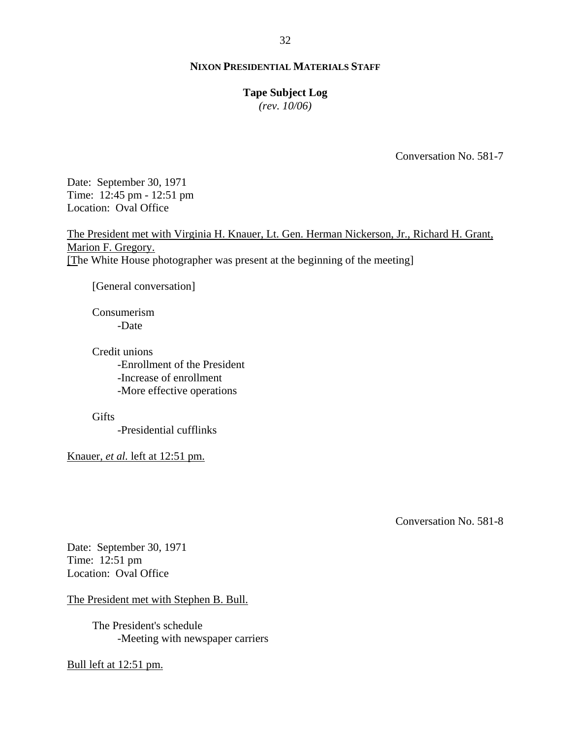Conversation No. 581-7

Date: September 30, 1971
Time: 12:45 pm - 12:51 pm
Location: Oval Office

The President met with Virginia H. Knauer, Lt. Gen. Herman Nickerson, Jr., Richard H. Grant, Marion F. Gregory.
[The White House photographer was present at the beginning of the meeting]

[General conversation]

Consumerism
- Date

Credit unions
- Enrollment of the President
- Increase of enrollment
- More effective operations

Gifts
- Presidential cufflinks

Knauer, *et al.* left at 12:51 pm.

Conversation No. 581-8

Date: September 30, 1971
Time: 12:51 pm
Location: Oval Office

The President met with Stephen B. Bull.

The President's schedule
- Meeting with newspaper carriers

Bull left at 12:51 pm.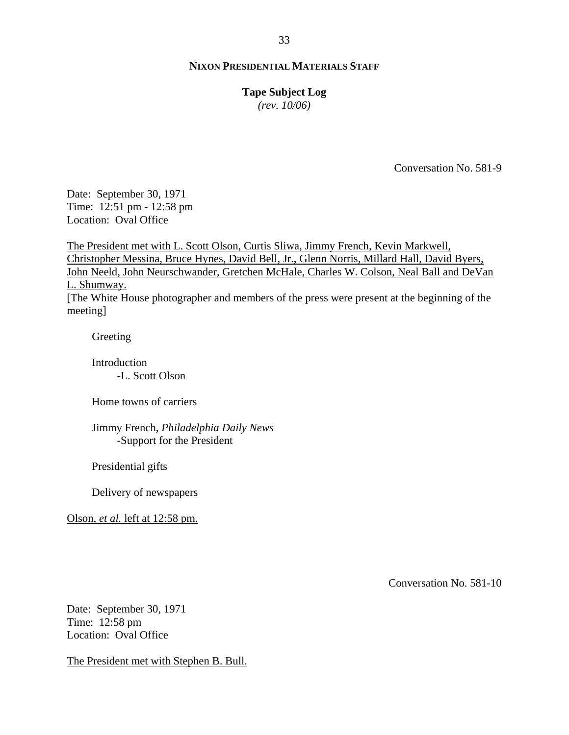**NIXON PRESIDENTIAL MATERIALS STAFF**

**Tape Subject Log**
*(rev. 10/06)*

Conversation No. 581-9

Date: September 30, 1971
Time: 12:51 pm - 12:58 pm
Location: Oval Office

The President met with L. Scott Olson, Curtis Sliwa, Jimmy French, Kevin Markwell, Christopher Messina, Bruce Hynes, David Bell, Jr., Glenn Norris, Millard Hall, David Byers, John Neeld, John Neurschwander, Gretchen McHale, Charles W. Colson, Neal Ball and DeVan L. Shumway.
[The White House photographer and members of the press were present at the beginning of the meeting]

Greeting

Introduction
- -L. Scott Olson

Home towns of carriers

Jimmy French, *Philadelphia Daily News*
- -Support for the President

Presidential gifts

Delivery of newspapers

Olson, *et al.* left at 12:58 pm.

Conversation No. 581-10

Date: September 30, 1971
Time: 12:58 pm
Location: Oval Office

The President met with Stephen B. Bull.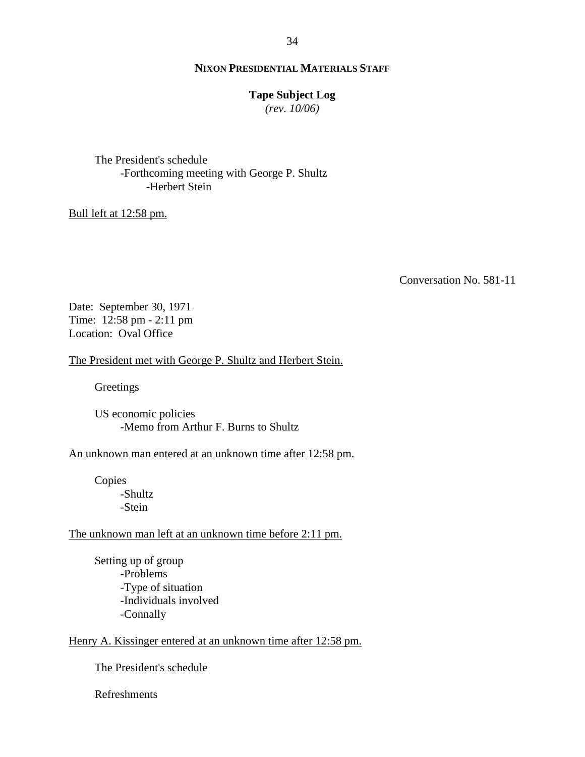**NIXON PRESIDENTIAL MATERIALS STAFF**

**Tape Subject Log**
*(rev. 10/06)*

The President's schedule
- Forthcoming meeting with George P. Shultz
  - Herbert Stein

Bull left at 12:58 pm.

Conversation No. 581-11

Date: September 30, 1971
Time: 12:58 pm - 2:11 pm
Location: Oval Office

The President met with George P. Shultz and Herbert Stein.

Greetings

US economic policies
- Memo from Arthur F. Burns to Shultz

An unknown man entered at an unknown time after 12:58 pm.

Copies
- Shultz
- Stein

The unknown man left at an unknown time before 2:11 pm.

Setting up of group
- Problems
- Type of situation
- Individuals involved
- Connally

Henry A. Kissinger entered at an unknown time after 12:58 pm.

The President's schedule

Refreshments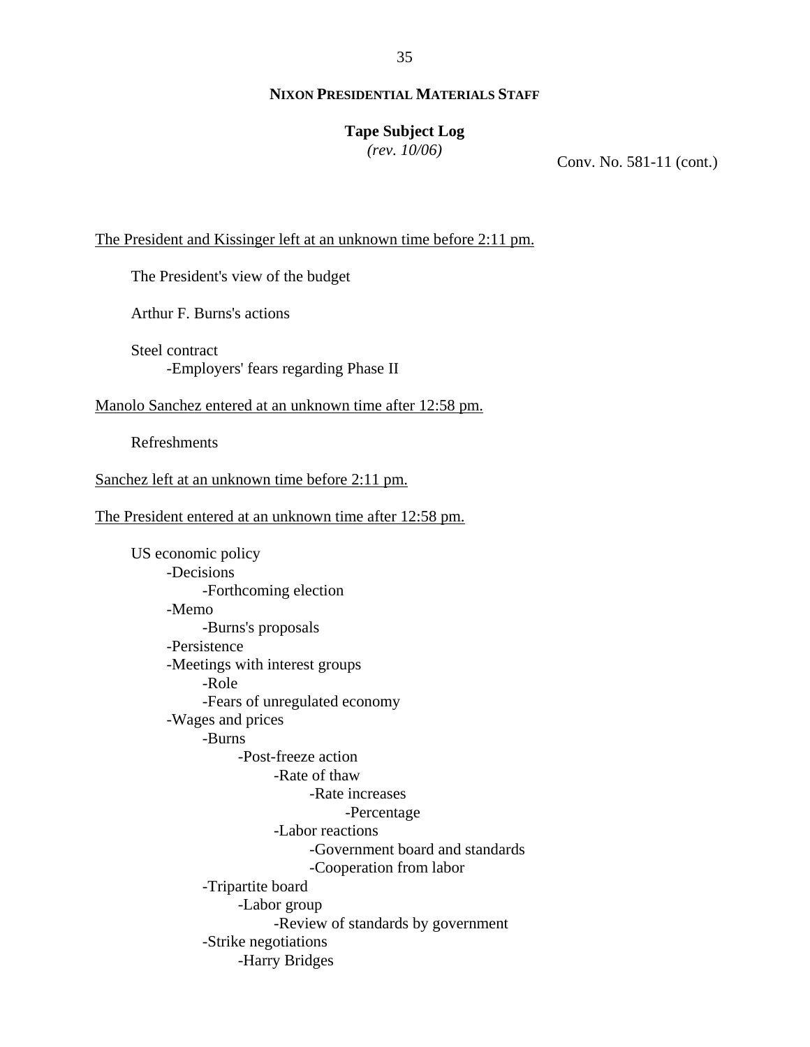**NIXON PRESIDENTIAL MATERIALS STAFF**

**Tape Subject Log**
*(rev. 10/06)*

Conv. No. 581-11 (cont.)

<u>The President and Kissinger left at an unknown time before 2:11 pm.</u>

The President's view of the budget

Arthur F. Burns's actions

Steel contract
- -Employers' fears regarding Phase II

<u>Manolo Sanchez entered at an unknown time after 12:58 pm.</u>

Refreshments

<u>Sanchez left at an unknown time before 2:11 pm.</u>

<u>The President entered at an unknown time after 12:58 pm.</u>

US economic policy
- -Decisions
  - -Forthcoming election
- -Memo
  - -Burns's proposals
- -Persistence
- -Meetings with interest groups
  - -Role
  - -Fears of unregulated economy
- -Wages and prices
  - -Burns
    - -Post-freeze action
      - -Rate of thaw
        - -Rate increases
          - -Percentage
      - -Labor reactions
        - -Government board and standards
        - -Cooperation from labor
  - -Tripartite board
    - -Labor group
      - -Review of standards by government
  - -Strike negotiations
    - -Harry Bridges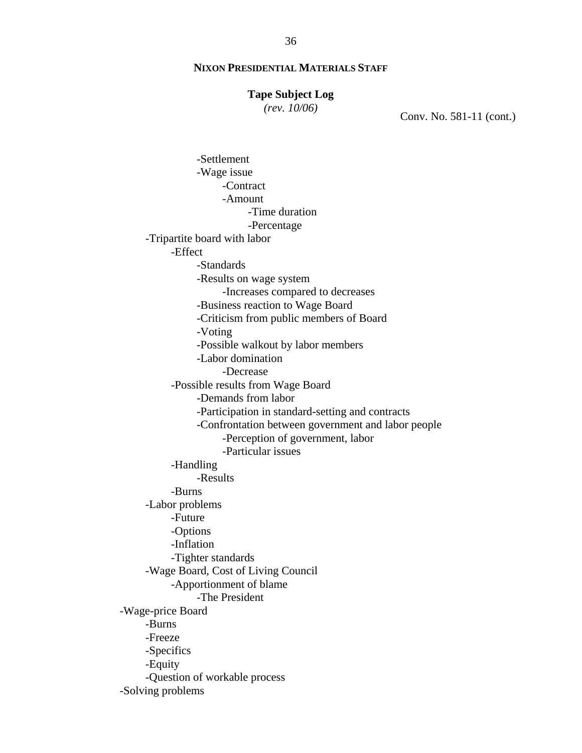**NIXON PRESIDENTIAL MATERIALS STAFF**

**Tape Subject Log**
*(rev. 10/06)*

Conv. No. 581-11 (cont.)

- Settlement
- Wage issue
    - Contract
    - Amount
        - Time duration
        - Percentage
- Tripartite board with labor
    - Effect
        - Standards
        - Results on wage system
            - Increases compared to decreases
        - Business reaction to Wage Board
        - Criticism from public members of Board
        - Voting
        - Possible walkout by labor members
        - Labor domination
            - Decrease
    - Possible results from Wage Board
        - Demands from labor
        - Participation in standard-setting and contracts
        - Confrontation between government and labor people
            - Perception of government, labor
            - Particular issues
    - Handling
        - Results
    - Burns
- Labor problems
    - Future
    - Options
    - Inflation
    - Tighter standards
- Wage Board, Cost of Living Council
    - Apportionment of blame
        - The President

-Wage-price Board
- Burns
- Freeze
- Specifics
- Equity
- Question of workable process

-Solving problems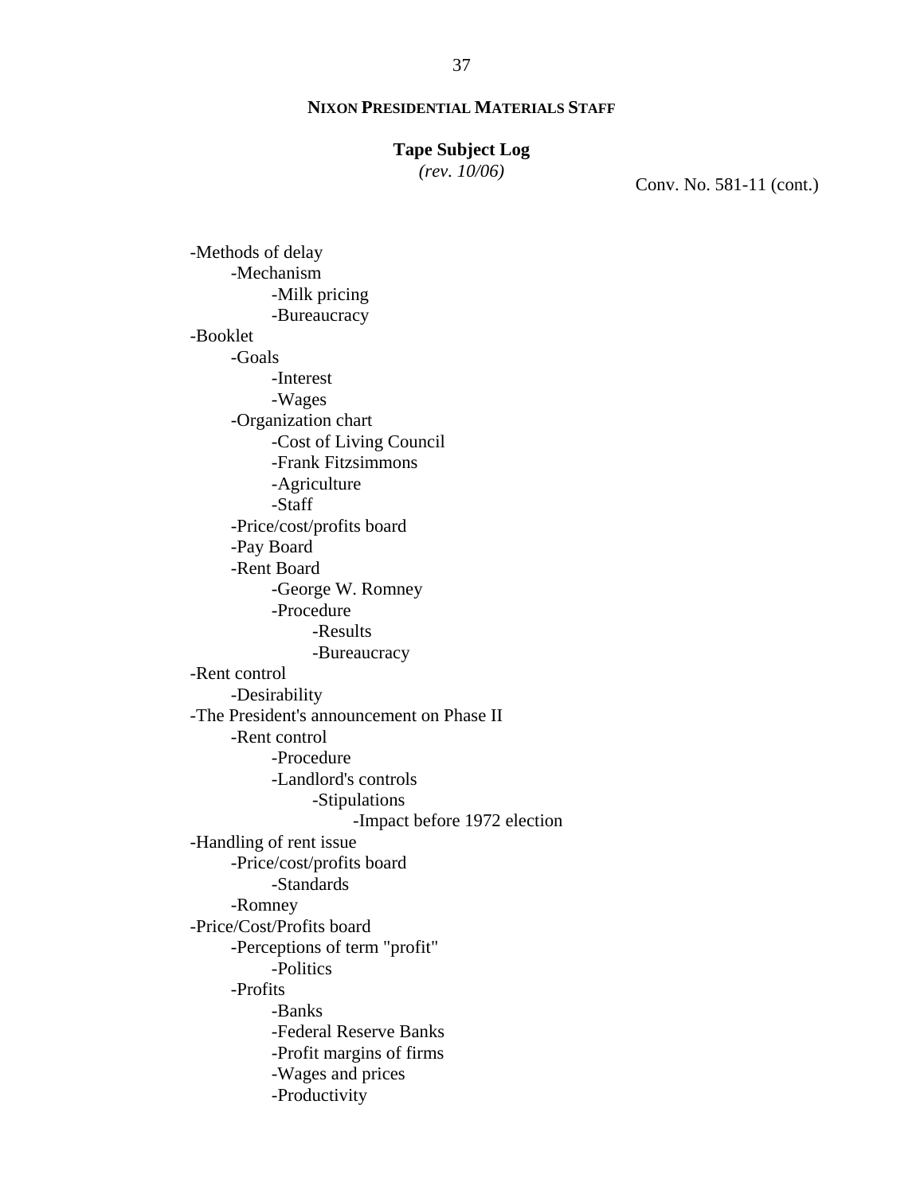**NIXON PRESIDENTIAL MATERIALS STAFF**

**Tape Subject Log**
*(rev. 10/06)*

Conv. No. 581-11 (cont.)

- -Methods of delay
  - -Mechanism
    - -Milk pricing
    - -Bureaucracy
- -Booklet
  - -Goals
    - -Interest
    - -Wages
  - -Organization chart
    - -Cost of Living Council
    - -Frank Fitzsimmons
    - -Agriculture
    - -Staff
  - -Price/cost/profits board
  - -Pay Board
  - -Rent Board
    - -George W. Romney
    - -Procedure
      - -Results
      - -Bureaucracy
- -Rent control
  - -Desirability
- -The President's announcement on Phase II
  - -Rent control
    - -Procedure
    - -Landlord's controls
      - -Stipulations
        - -Impact before 1972 election
- -Handling of rent issue
  - -Price/cost/profits board
    - -Standards
  - -Romney
- -Price/Cost/Profits board
  - -Perceptions of term "profit"
    - -Politics
  - -Profits
    - -Banks
    - -Federal Reserve Banks
    - -Profit margins of firms
    - -Wages and prices
    - -Productivity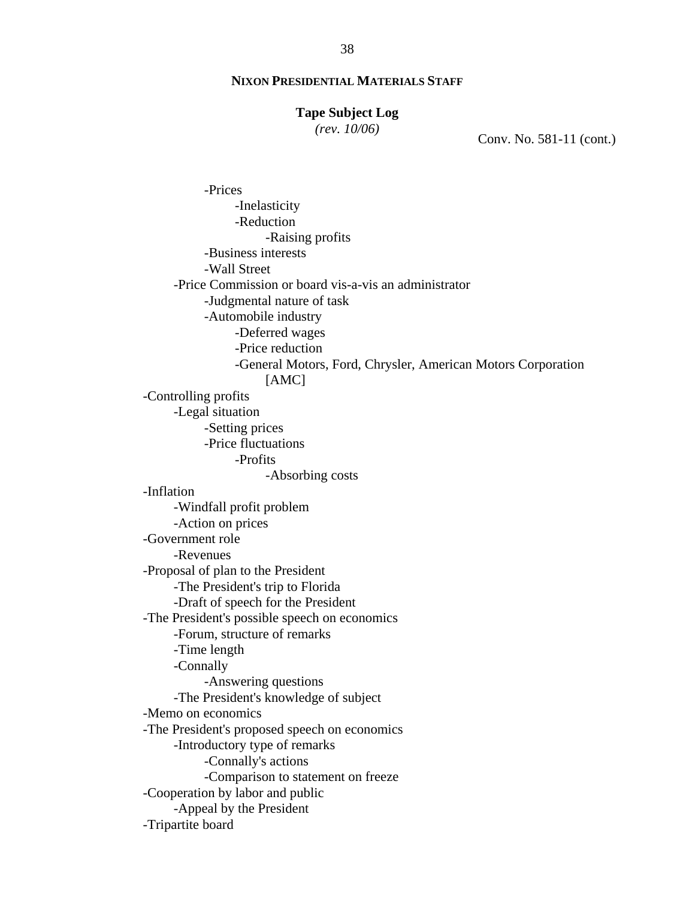**NIXON PRESIDENTIAL MATERIALS STAFF**

**Tape Subject Log**
*(rev. 10/06)*

Conv. No. 581-11 (cont.)

- -Prices
    - -Inelasticity
    - -Reduction
        - -Raising profits
- -Business interests
- -Wall Street

-Price Commission or board vis-a-vis an administrator
- -Judgmental nature of task
- -Automobile industry
    - -Deferred wages
    - -Price reduction
    - -General Motors, Ford, Chrysler, American Motors Corporation [AMC]

-Controlling profits
- -Legal situation
    - -Setting prices
    - -Price fluctuations
        - -Profits
            - -Absorbing costs

-Inflation
- -Windfall profit problem
- -Action on prices

-Government role
- -Revenues

-Proposal of plan to the President
- -The President's trip to Florida
- -Draft of speech for the President

-The President's possible speech on economics
- -Forum, structure of remarks
- -Time length
- -Connally
    - -Answering questions
- -The President's knowledge of subject

-Memo on economics

-The President's proposed speech on economics
- -Introductory type of remarks
    - -Connally's actions
    - -Comparison to statement on freeze

-Cooperation by labor and public
- -Appeal by the President

-Tripartite board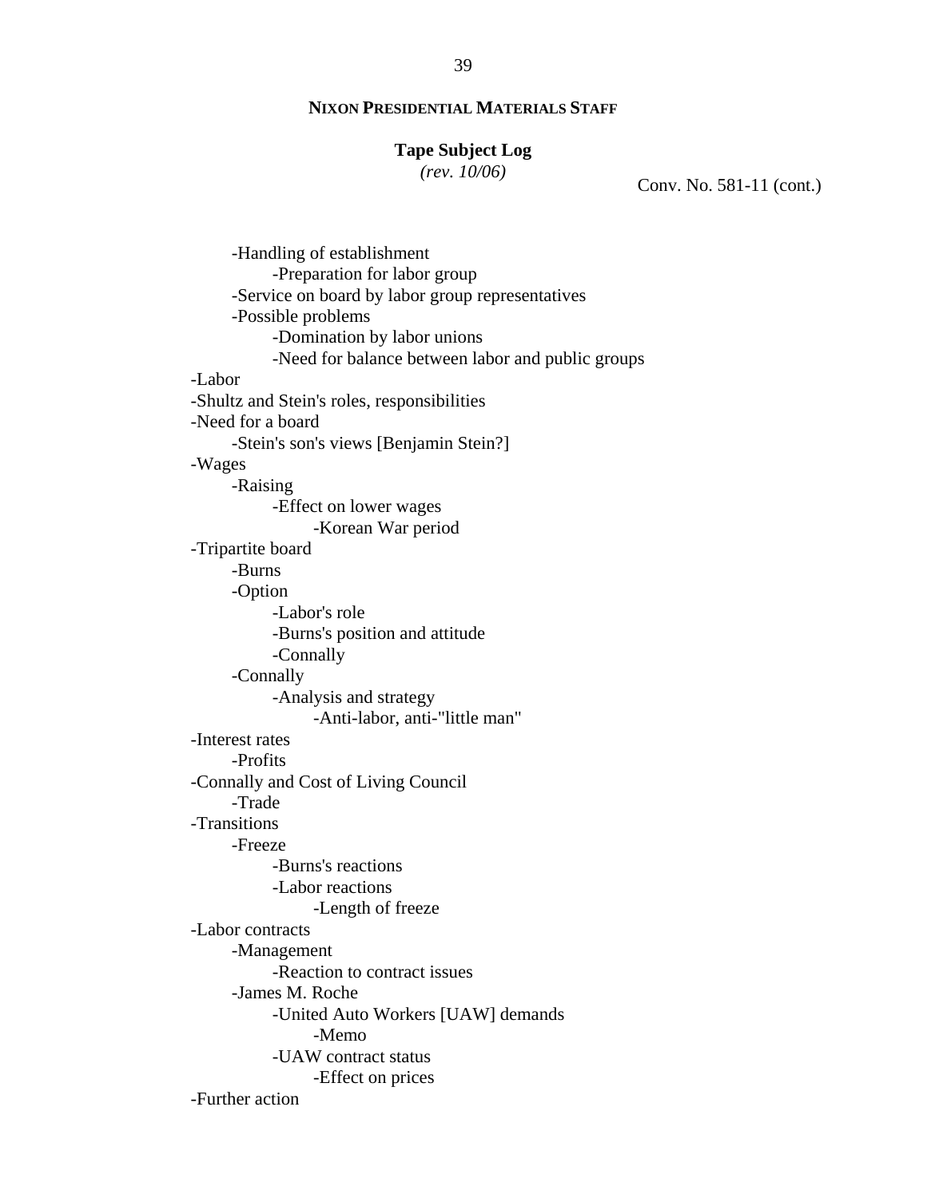**NIXON PRESIDENTIAL MATERIALS STAFF**

**Tape Subject Log**
*(rev. 10/06)*

Conv. No. 581-11 (cont.)

- -Handling of establishment
  - -Preparation for labor group
- -Service on board by labor group representatives
- -Possible problems
  - -Domination by labor unions
  - -Need for balance between labor and public groups

-Labor

-Shultz and Stein's roles, responsibilities

-Need for a board
- -Stein's son's views [Benjamin Stein?]

-Wages
- -Raising
  - -Effect on lower wages
    - -Korean War period

-Tripartite board
- -Burns
- -Option
  - -Labor's role
  - -Burns's position and attitude
  - -Connally
- -Connally
  - -Analysis and strategy
    - -Anti-labor, anti-"little man"

-Interest rates
- -Profits

-Connally and Cost of Living Council
- -Trade

-Transitions
- -Freeze
  - -Burns's reactions
  - -Labor reactions
    - -Length of freeze

-Labor contracts
- -Management
  - -Reaction to contract issues
- -James M. Roche
  - -United Auto Workers [UAW] demands
    - -Memo
  - -UAW contract status
    - -Effect on prices

-Further action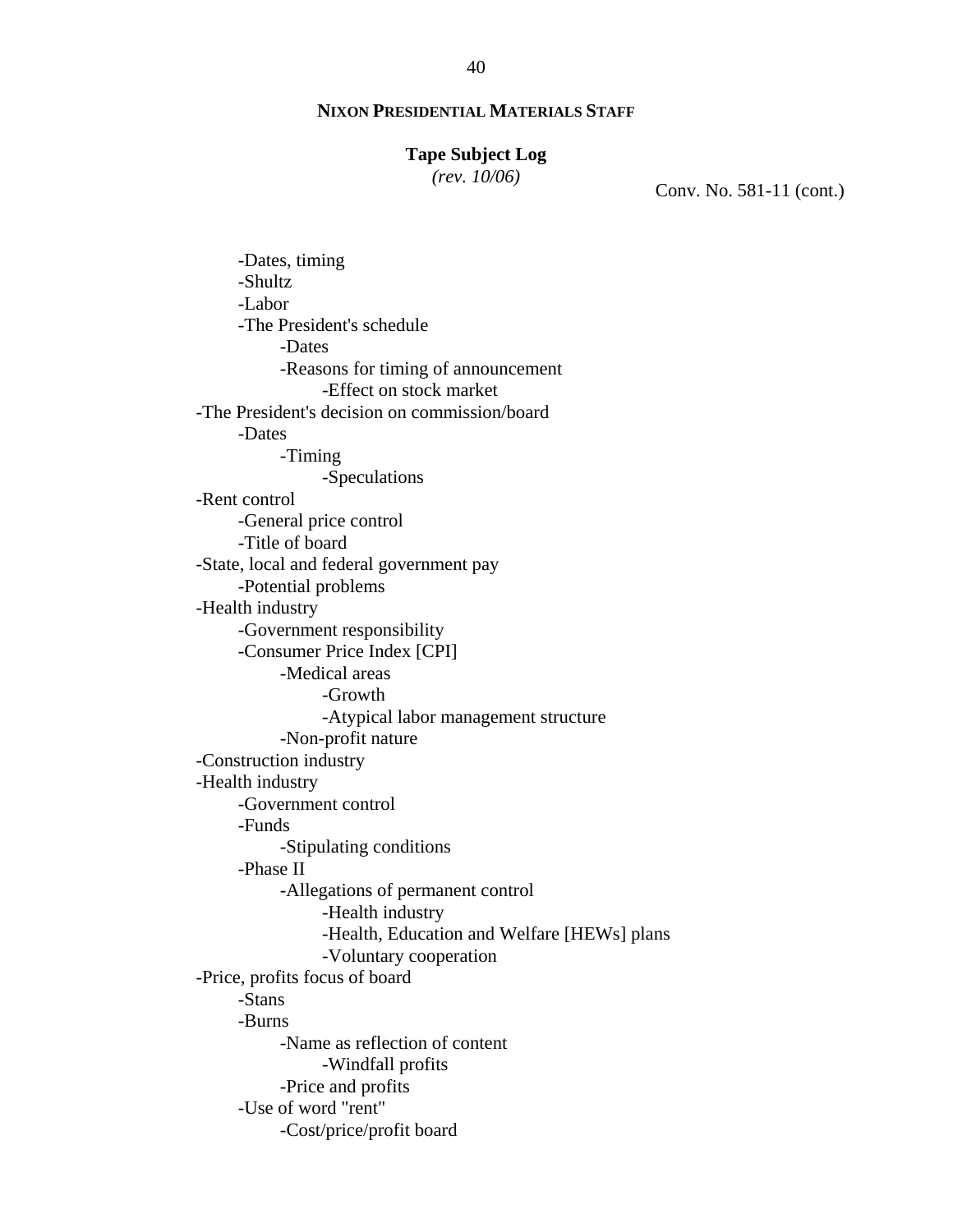**NIXON PRESIDENTIAL MATERIALS STAFF**

**Tape Subject Log**
*(rev. 10/06)*

Conv. No. 581-11 (cont.)

- -Dates, timing
- -Shultz
- -Labor
- -The President's schedule
    - -Dates
    - -Reasons for timing of announcement
        - -Effect on stock market

-The President's decision on commission/board
- -Dates
    - -Timing
        - -Speculations

-Rent control
- -General price control
- -Title of board

-State, local and federal government pay
- -Potential problems

-Health industry
- -Government responsibility
- -Consumer Price Index [CPI]
    - -Medical areas
        - -Growth
        - -Atypical labor management structure
    - -Non-profit nature

-Construction industry

-Health industry
- -Government control
- -Funds
    - -Stipulating conditions
- -Phase II
    - -Allegations of permanent control
        - -Health industry
        - -Health, Education and Welfare [HEWs] plans
        - -Voluntary cooperation

-Price, profits focus of board
- -Stans
- -Burns
    - -Name as reflection of content
        - -Windfall profits
    - -Price and profits
- -Use of word "rent"
    - -Cost/price/profit board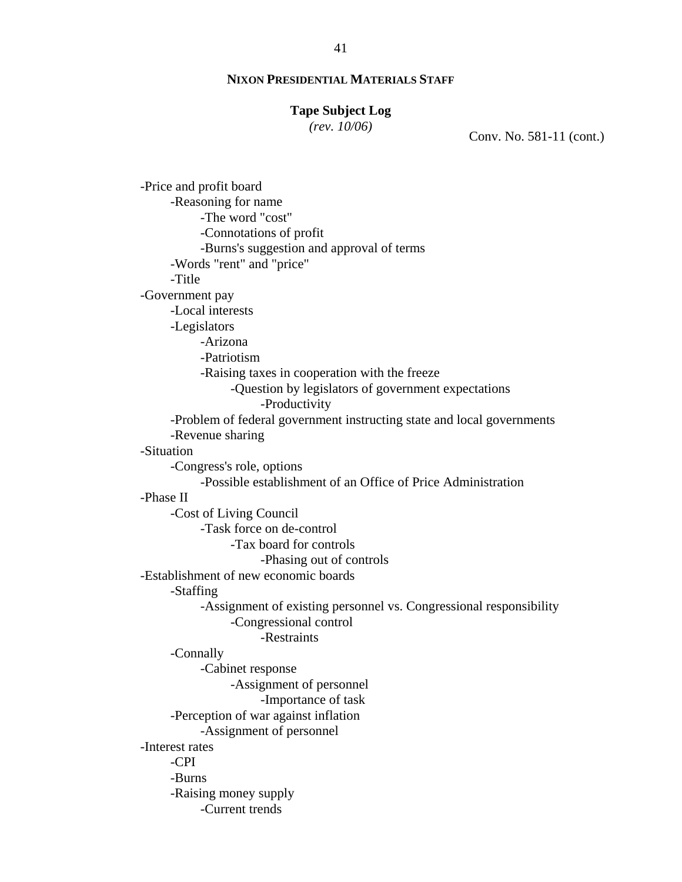**NIXON PRESIDENTIAL MATERIALS STAFF**

**Tape Subject Log**
*(rev. 10/06)*

Conv. No. 581-11 (cont.)

- Price and profit board
    - Reasoning for name
        - The word "cost"
        - Connotations of profit
        - Burns's suggestion and approval of terms
    - Words "rent" and "price"
    - Title
- Government pay
    - Local interests
    - Legislators
        - Arizona
        - Patriotism
        - Raising taxes in cooperation with the freeze
            - Question by legislators of government expectations
                - Productivity
    - Problem of federal government instructing state and local governments
    - Revenue sharing
- Situation
    - Congress's role, options
        - Possible establishment of an Office of Price Administration
- Phase II
    - Cost of Living Council
        - Task force on de-control
            - Tax board for controls
                - Phasing out of controls
- Establishment of new economic boards
    - Staffing
        - Assignment of existing personnel vs. Congressional responsibility
            - Congressional control
                - Restraints
    - Connally
        - Cabinet response
            - Assignment of personnel
                - Importance of task
    - Perception of war against inflation
        - Assignment of personnel
- Interest rates
    - CPI
    - Burns
    - Raising money supply
        - Current trends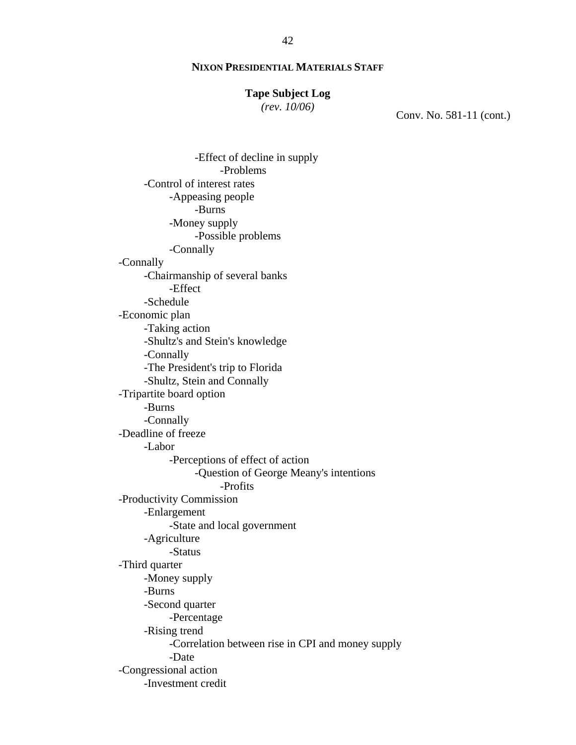**NIXON PRESIDENTIAL MATERIALS STAFF**

**Tape Subject Log**
*(rev. 10/06)*

Conv. No. 581-11 (cont.)

- -Effect of decline in supply
  - -Problems
- -Control of interest rates
  - -Appeasing people
    - -Burns
  - -Money supply
    - -Possible problems
  - -Connally

-Connally
- -Chairmanship of several banks
  - -Effect
- -Schedule

-Economic plan
- -Taking action
- -Shultz's and Stein's knowledge
- -Connally
- -The President's trip to Florida
- -Shultz, Stein and Connally

-Tripartite board option
- -Burns
- -Connally

-Deadline of freeze
- -Labor
  - -Perceptions of effect of action
    - -Question of George Meany's intentions
      - -Profits

-Productivity Commission
- -Enlargement
  - -State and local government
- -Agriculture
  - -Status

-Third quarter
- -Money supply
- -Burns
- -Second quarter
  - -Percentage
- -Rising trend
  - -Correlation between rise in CPI and money supply
  - -Date

-Congressional action
- -Investment credit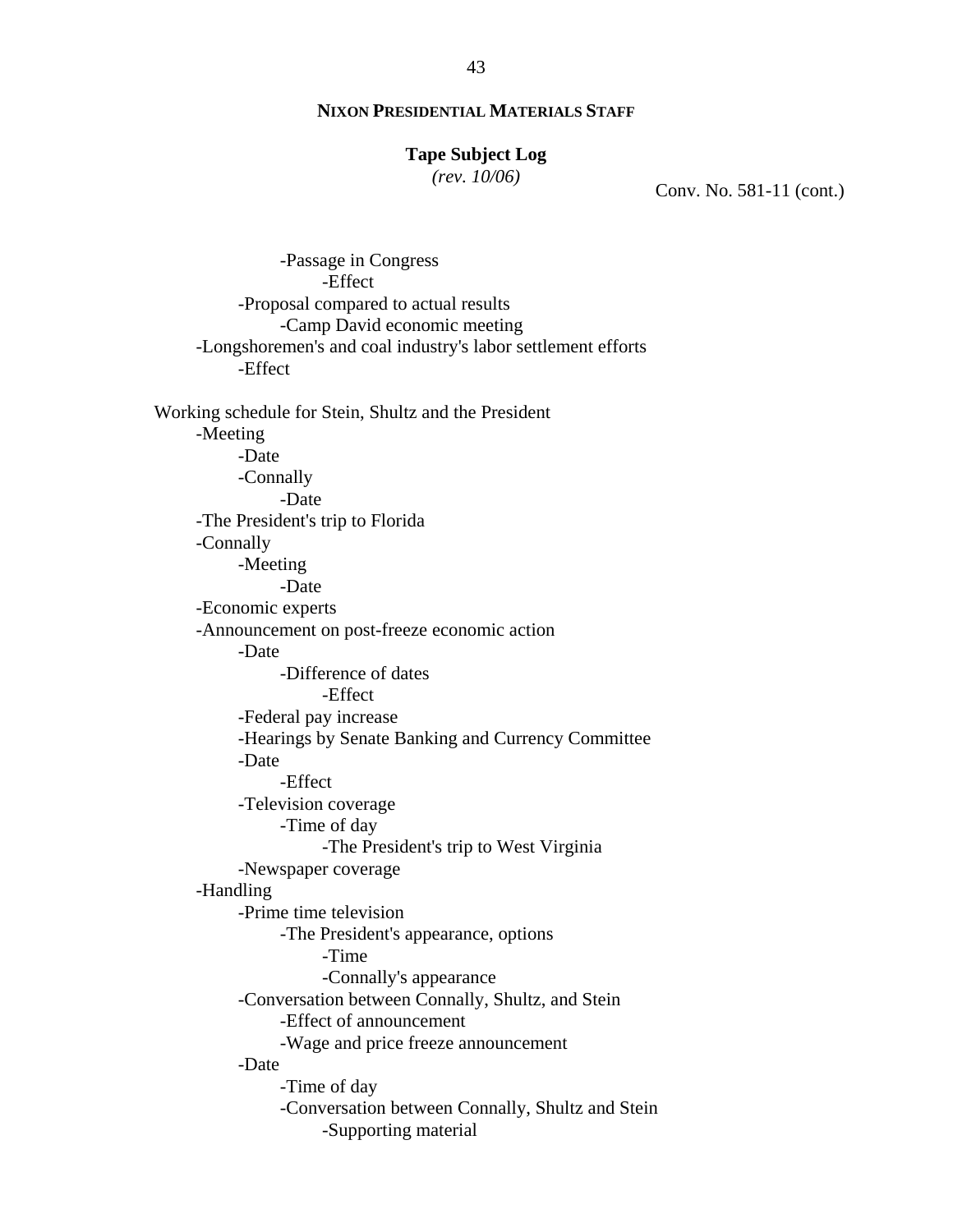**NIXON PRESIDENTIAL MATERIALS STAFF**

**Tape Subject Log**
*(rev. 10/06)*

Conv. No. 581-11 (cont.)

- Passage in Congress
  - Effect
- Proposal compared to actual results
  - Camp David economic meeting
- Longshoremen's and coal industry's labor settlement efforts
  - Effect

Working schedule for Stein, Shultz and the President
- Meeting
  - Date
  - Connally
    - Date
- The President's trip to Florida
- Connally
  - Meeting
    - Date
- Economic experts
- Announcement on post-freeze economic action
  - Date
    - Difference of dates
      - Effect
  - Federal pay increase
  - Hearings by Senate Banking and Currency Committee
  - Date
    - Effect
  - Television coverage
    - Time of day
      - The President's trip to West Virginia
  - Newspaper coverage
- Handling
  - Prime time television
    - The President's appearance, options
      - Time
      - Connally's appearance
  - Conversation between Connally, Shultz, and Stein
    - Effect of announcement
    - Wage and price freeze announcement
  - Date
    - Time of day
    - Conversation between Connally, Shultz and Stein
      - Supporting material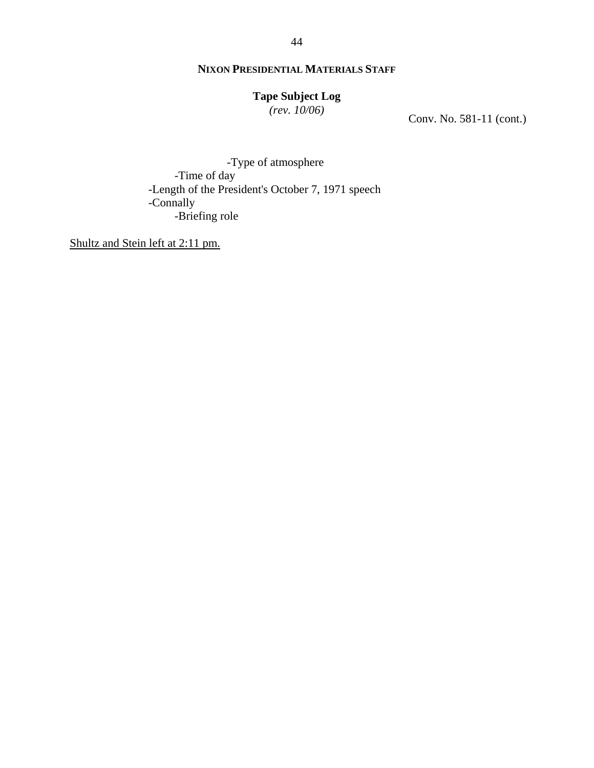**NIXON PRESIDENTIAL MATERIALS STAFF**

**Tape Subject Log**
*(rev. 10/06)*

Conv. No. 581-11 (cont.)

            - Type of atmosphere
        - Time of day
    - Length of the President's October 7, 1971 speech
    - Connally
        - Briefing role

Shultz and Stein left at 2:11 pm.